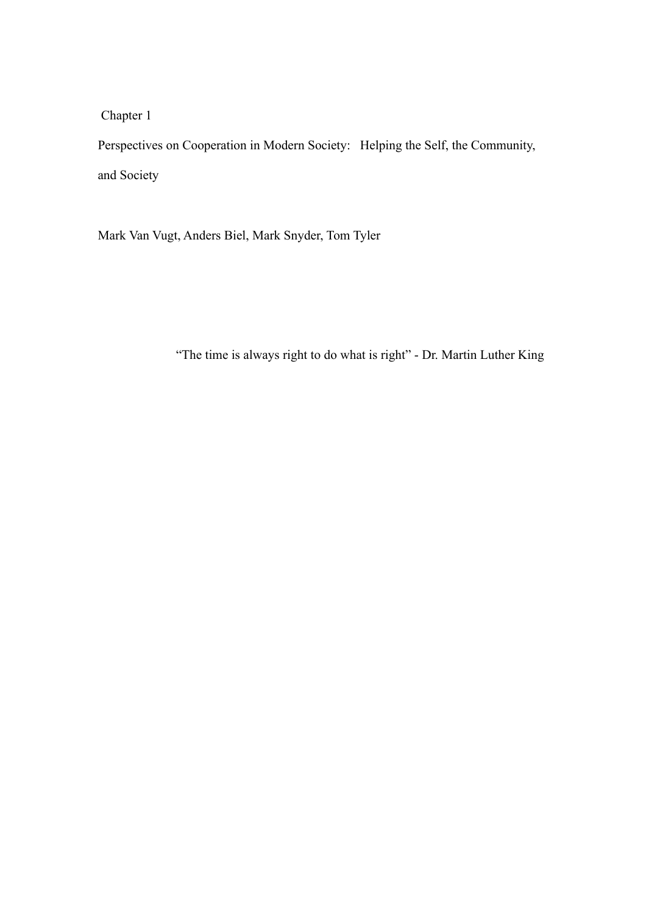Chapter 1

# Perspectives on Cooperation in Modern Society: Helping the Self, the Community, and Society

Mark Van Vugt, Anders Biel, Mark Snyder, Tom Tyler

> "The time is always right to do what is right" - Dr. Martin Luther King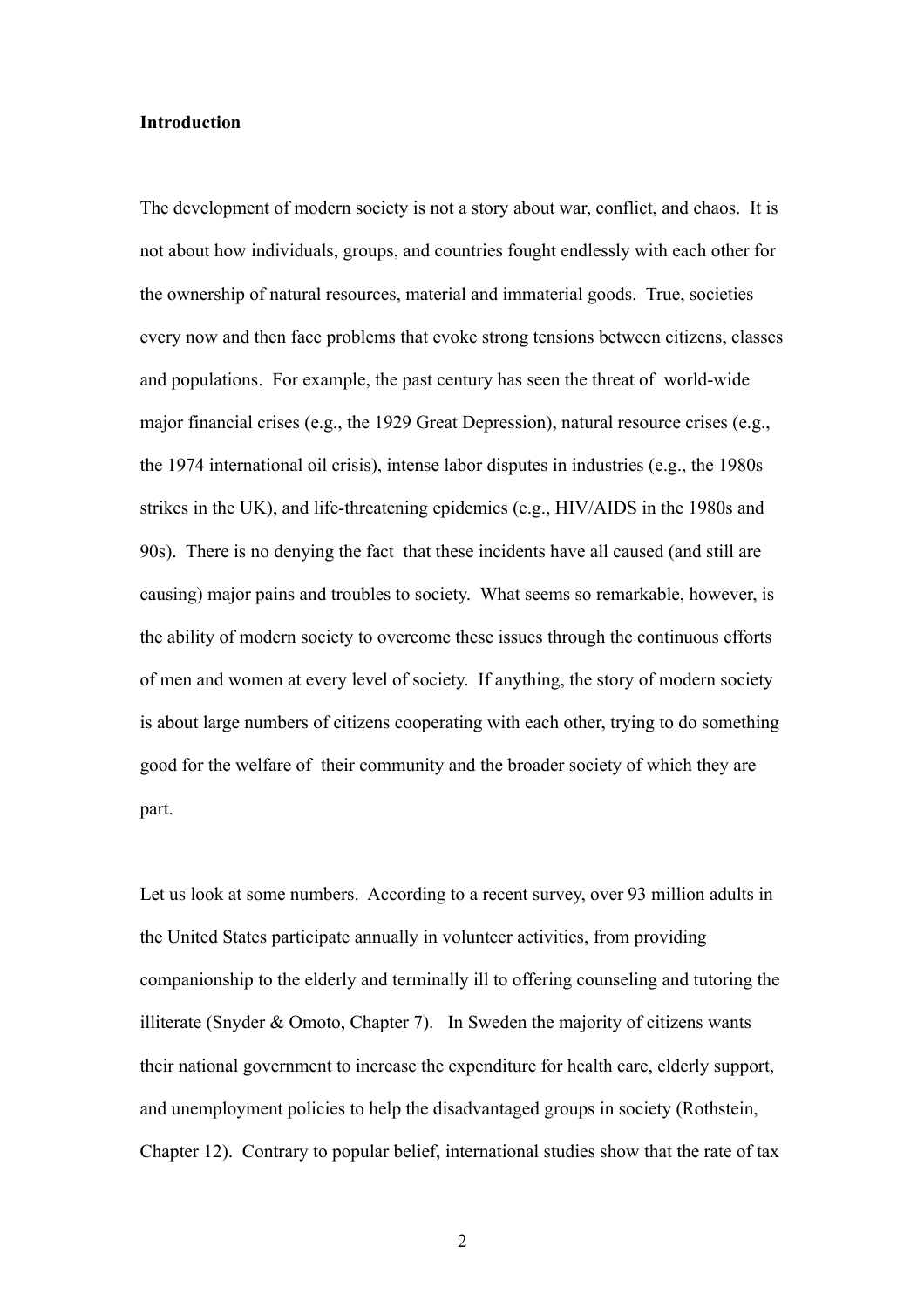**Introduction**

The development of modern society is not a story about war, conflict, and chaos. It is not about how individuals, groups, and countries fought endlessly with each other for the ownership of natural resources, material and immaterial goods. True, societies every now and then face problems that evoke strong tensions between citizens, classes and populations. For example, the past century has seen the threat of world-wide major financial crises (e.g., the 1929 Great Depression), natural resource crises (e.g., the 1974 international oil crisis), intense labor disputes in industries (e.g., the 1980s strikes in the UK), and life-threatening epidemics (e.g., HIV/AIDS in the 1980s and 90s). There is no denying the fact that these incidents have all caused (and still are causing) major pains and troubles to society. What seems so remarkable, however, is the ability of modern society to overcome these issues through the continuous efforts of men and women at every level of society. If anything, the story of modern society is about large numbers of citizens cooperating with each other, trying to do something good for the welfare of their community and the broader society of which they are part.

Let us look at some numbers. According to a recent survey, over 93 million adults in the United States participate annually in volunteer activities, from providing companionship to the elderly and terminally ill to offering counseling and tutoring the illiterate (Snyder & Omoto, Chapter 7). In Sweden the majority of citizens wants their national government to increase the expenditure for health care, elderly support, and unemployment policies to help the disadvantaged groups in society (Rothstein, Chapter 12). Contrary to popular belief, international studies show that the rate of tax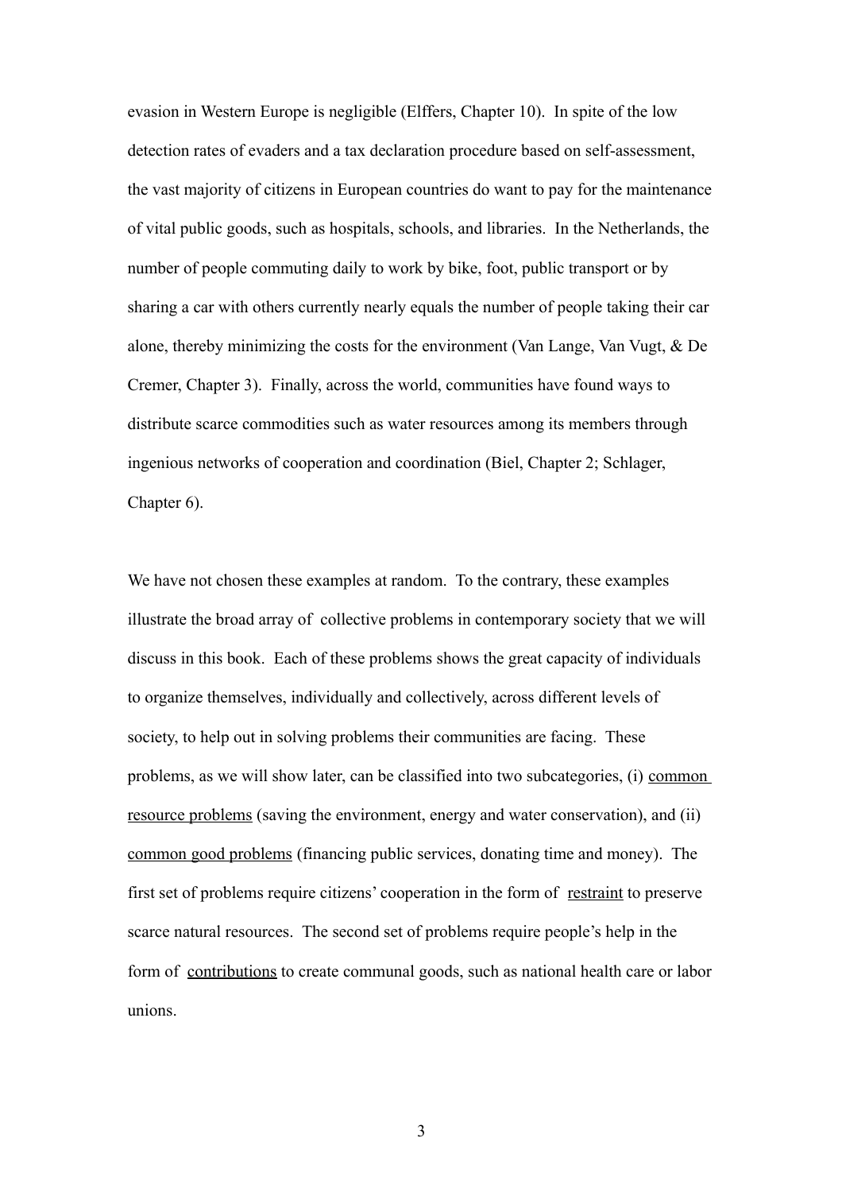evasion in Western Europe is negligible (Elffers, Chapter 10). In spite of the low detection rates of evaders and a tax declaration procedure based on self-assessment, the vast majority of citizens in European countries do want to pay for the maintenance of vital public goods, such as hospitals, schools, and libraries. In the Netherlands, the number of people commuting daily to work by bike, foot, public transport or by sharing a car with others currently nearly equals the number of people taking their car alone, thereby minimizing the costs for the environment (Van Lange, Van Vugt, & De Cremer, Chapter 3). Finally, across the world, communities have found ways to distribute scarce commodities such as water resources among its members through ingenious networks of cooperation and coordination (Biel, Chapter 2; Schlager, Chapter 6).

We have not chosen these examples at random. To the contrary, these examples illustrate the broad array of collective problems in contemporary society that we will discuss in this book. Each of these problems shows the great capacity of individuals to organize themselves, individually and collectively, across different levels of society, to help out in solving problems their communities are facing. These problems, as we will show later, can be classified into two subcategories, (i) <u>common resource problems</u> (saving the environment, energy and water conservation), and (ii) <u>common good problems</u> (financing public services, donating time and money). The first set of problems require citizens' cooperation in the form of <u>restraint</u> to preserve scarce natural resources. The second set of problems require people's help in the form of <u>contributions</u> to create communal goods, such as national health care or labor unions.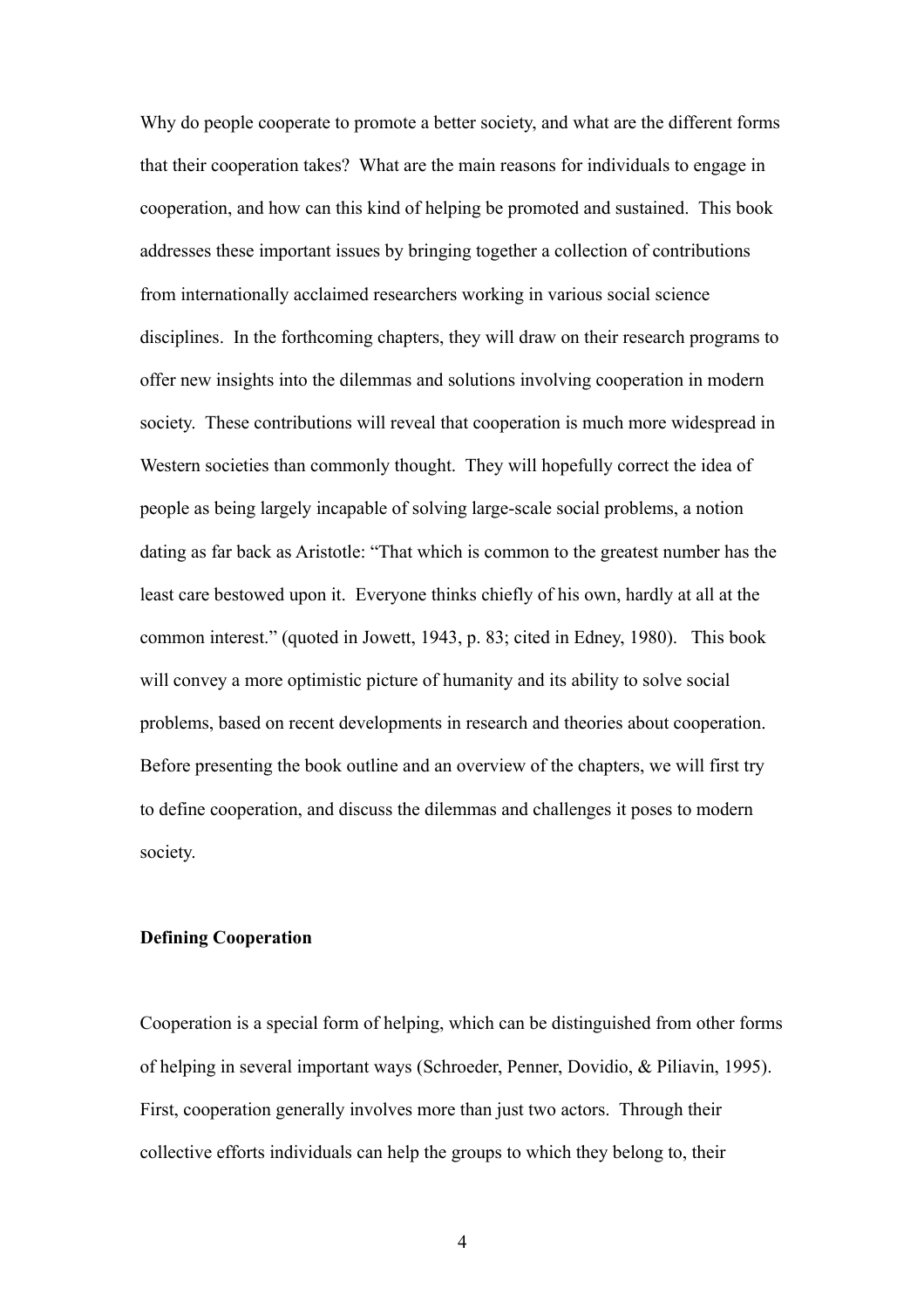Why do people cooperate to promote a better society, and what are the different forms that their cooperation takes? What are the main reasons for individuals to engage in cooperation, and how can this kind of helping be promoted and sustained. This book addresses these important issues by bringing together a collection of contributions from internationally acclaimed researchers working in various social science disciplines. In the forthcoming chapters, they will draw on their research programs to offer new insights into the dilemmas and solutions involving cooperation in modern society. These contributions will reveal that cooperation is much more widespread in Western societies than commonly thought. They will hopefully correct the idea of people as being largely incapable of solving large-scale social problems, a notion dating as far back as Aristotle: "That which is common to the greatest number has the least care bestowed upon it. Everyone thinks chiefly of his own, hardly at all at the common interest." (quoted in Jowett, 1943, p. 83; cited in Edney, 1980). This book will convey a more optimistic picture of humanity and its ability to solve social problems, based on recent developments in research and theories about cooperation. Before presenting the book outline and an overview of the chapters, we will first try to define cooperation, and discuss the dilemmas and challenges it poses to modern society.

**Defining Cooperation**

Cooperation is a special form of helping, which can be distinguished from other forms of helping in several important ways (Schroeder, Penner, Dovidio, & Piliavin, 1995). First, cooperation generally involves more than just two actors. Through their collective efforts individuals can help the groups to which they belong to, their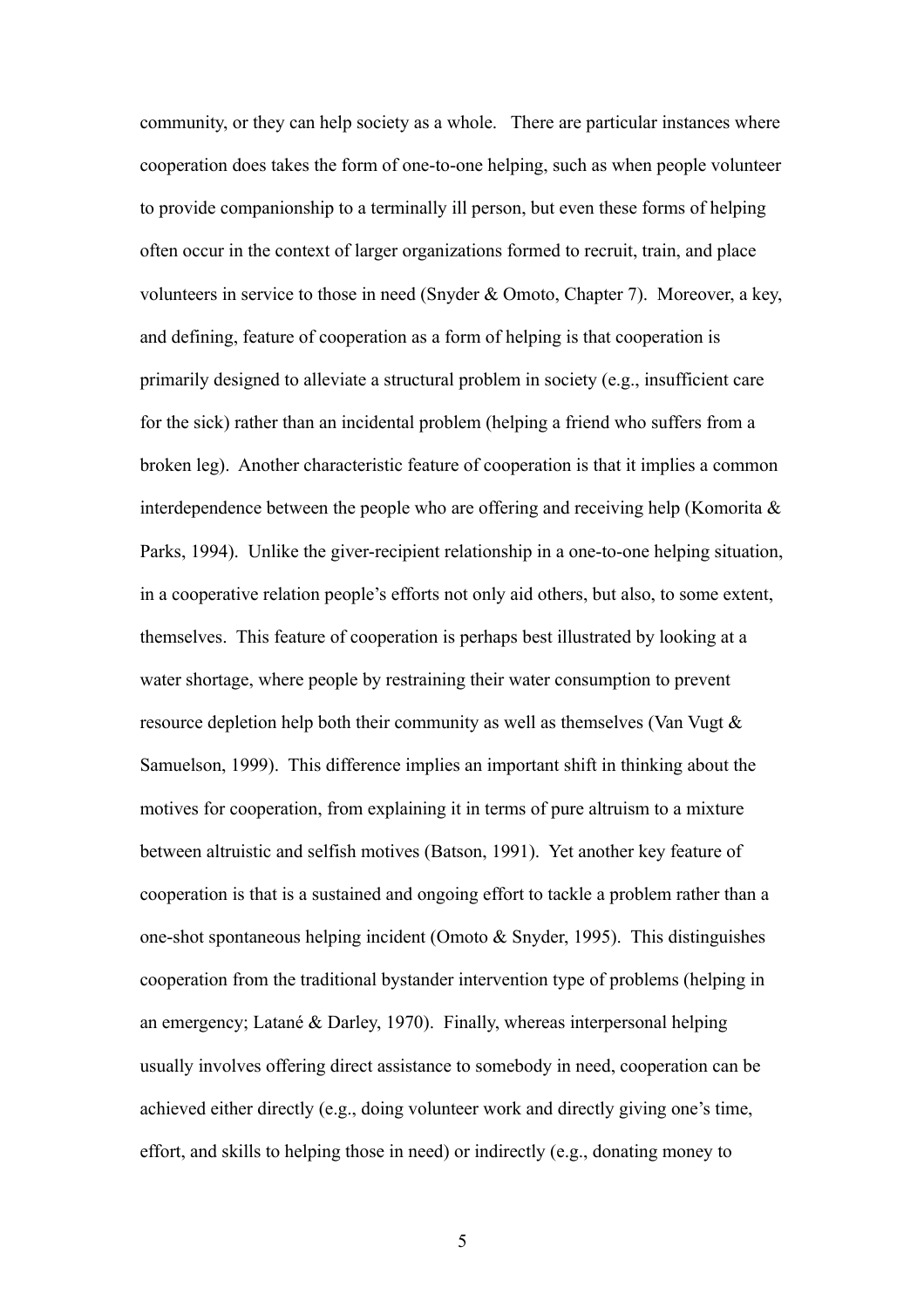community, or they can help society as a whole. There are particular instances where cooperation does takes the form of one-to-one helping, such as when people volunteer to provide companionship to a terminally ill person, but even these forms of helping often occur in the context of larger organizations formed to recruit, train, and place volunteers in service to those in need (Snyder & Omoto, Chapter 7). Moreover, a key, and defining, feature of cooperation as a form of helping is that cooperation is primarily designed to alleviate a structural problem in society (e.g., insufficient care for the sick) rather than an incidental problem (helping a friend who suffers from a broken leg). Another characteristic feature of cooperation is that it implies a common interdependence between the people who are offering and receiving help (Komorita & Parks, 1994). Unlike the giver-recipient relationship in a one-to-one helping situation, in a cooperative relation people's efforts not only aid others, but also, to some extent, themselves. This feature of cooperation is perhaps best illustrated by looking at a water shortage, where people by restraining their water consumption to prevent resource depletion help both their community as well as themselves (Van Vugt & Samuelson, 1999). This difference implies an important shift in thinking about the motives for cooperation, from explaining it in terms of pure altruism to a mixture between altruistic and selfish motives (Batson, 1991). Yet another key feature of cooperation is that is a sustained and ongoing effort to tackle a problem rather than a one-shot spontaneous helping incident (Omoto & Snyder, 1995). This distinguishes cooperation from the traditional bystander intervention type of problems (helping in an emergency; Latané & Darley, 1970). Finally, whereas interpersonal helping usually involves offering direct assistance to somebody in need, cooperation can be achieved either directly (e.g., doing volunteer work and directly giving one's time, effort, and skills to helping those in need) or indirectly (e.g., donating money to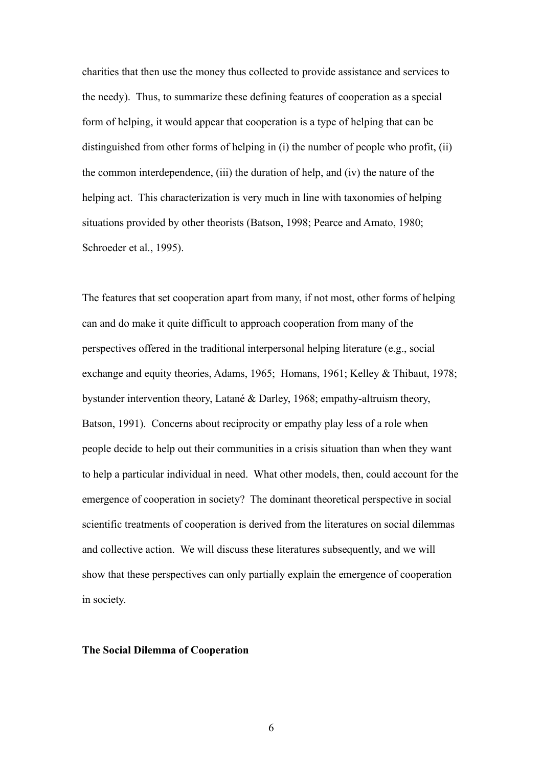charities that then use the money thus collected to provide assistance and services to the needy). Thus, to summarize these defining features of cooperation as a special form of helping, it would appear that cooperation is a type of helping that can be distinguished from other forms of helping in (i) the number of people who profit, (ii) the common interdependence, (iii) the duration of help, and (iv) the nature of the helping act. This characterization is very much in line with taxonomies of helping situations provided by other theorists (Batson, 1998; Pearce and Amato, 1980; Schroeder et al., 1995).

The features that set cooperation apart from many, if not most, other forms of helping can and do make it quite difficult to approach cooperation from many of the perspectives offered in the traditional interpersonal helping literature (e.g., social exchange and equity theories, Adams, 1965; Homans, 1961; Kelley & Thibaut, 1978; bystander intervention theory, Latané & Darley, 1968; empathy-altruism theory, Batson, 1991). Concerns about reciprocity or empathy play less of a role when people decide to help out their communities in a crisis situation than when they want to help a particular individual in need. What other models, then, could account for the emergence of cooperation in society? The dominant theoretical perspective in social scientific treatments of cooperation is derived from the literatures on social dilemmas and collective action. We will discuss these literatures subsequently, and we will show that these perspectives can only partially explain the emergence of cooperation in society.

**The Social Dilemma of Cooperation**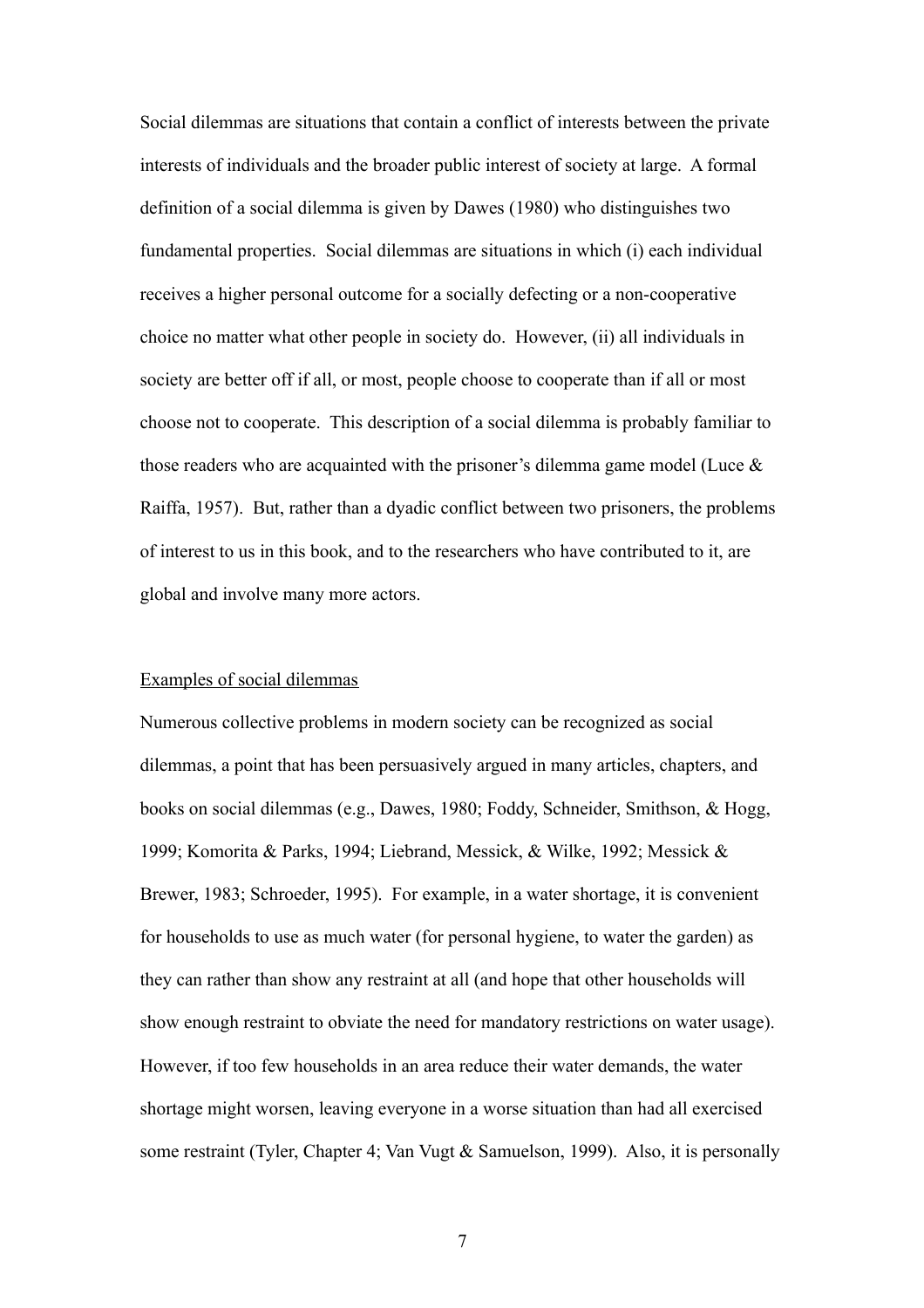Social dilemmas are situations that contain a conflict of interests between the private interests of individuals and the broader public interest of society at large. A formal definition of a social dilemma is given by Dawes (1980) who distinguishes two fundamental properties. Social dilemmas are situations in which (i) each individual receives a higher personal outcome for a socially defecting or a non-cooperative choice no matter what other people in society do. However, (ii) all individuals in society are better off if all, or most, people choose to cooperate than if all or most choose not to cooperate. This description of a social dilemma is probably familiar to those readers who are acquainted with the prisoner's dilemma game model (Luce & Raiffa, 1957). But, rather than a dyadic conflict between two prisoners, the problems of interest to us in this book, and to the researchers who have contributed to it, are global and involve many more actors.

<u>Examples of social dilemmas</u>

Numerous collective problems in modern society can be recognized as social dilemmas, a point that has been persuasively argued in many articles, chapters, and books on social dilemmas (e.g., Dawes, 1980; Foddy, Schneider, Smithson, & Hogg, 1999; Komorita & Parks, 1994; Liebrand, Messick, & Wilke, 1992; Messick & Brewer, 1983; Schroeder, 1995). For example, in a water shortage, it is convenient for households to use as much water (for personal hygiene, to water the garden) as they can rather than show any restraint at all (and hope that other households will show enough restraint to obviate the need for mandatory restrictions on water usage). However, if too few households in an area reduce their water demands, the water shortage might worsen, leaving everyone in a worse situation than had all exercised some restraint (Tyler, Chapter 4; Van Vugt & Samuelson, 1999). Also, it is personally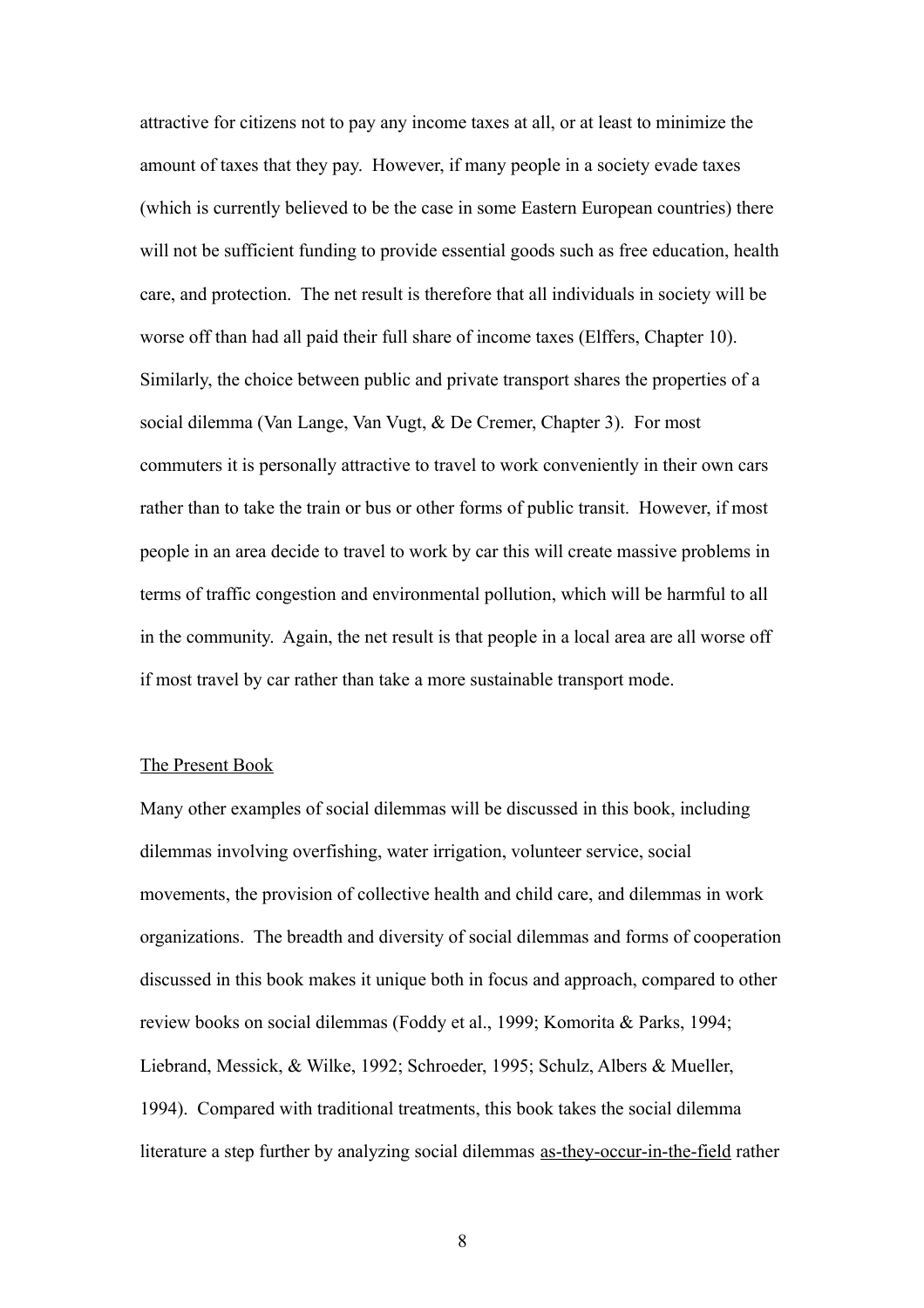attractive for citizens not to pay any income taxes at all, or at least to minimize the amount of taxes that they pay. However, if many people in a society evade taxes (which is currently believed to be the case in some Eastern European countries) there will not be sufficient funding to provide essential goods such as free education, health care, and protection. The net result is therefore that all individuals in society will be worse off than had all paid their full share of income taxes (Elffers, Chapter 10). Similarly, the choice between public and private transport shares the properties of a social dilemma (Van Lange, Van Vugt, & De Cremer, Chapter 3). For most commuters it is personally attractive to travel to work conveniently in their own cars rather than to take the train or bus or other forms of public transit. However, if most people in an area decide to travel to work by car this will create massive problems in terms of traffic congestion and environmental pollution, which will be harmful to all in the community. Again, the net result is that people in a local area are all worse off if most travel by car rather than take a more sustainable transport mode.

## The Present Book

Many other examples of social dilemmas will be discussed in this book, including dilemmas involving overfishing, water irrigation, volunteer service, social movements, the provision of collective health and child care, and dilemmas in work organizations. The breadth and diversity of social dilemmas and forms of cooperation discussed in this book makes it unique both in focus and approach, compared to other review books on social dilemmas (Foddy et al., 1999; Komorita & Parks, 1994; Liebrand, Messick, & Wilke, 1992; Schroeder, 1995; Schulz, Albers & Mueller, 1994). Compared with traditional treatments, this book takes the social dilemma literature a step further by analyzing social dilemmas as-they-occur-in-the-field rather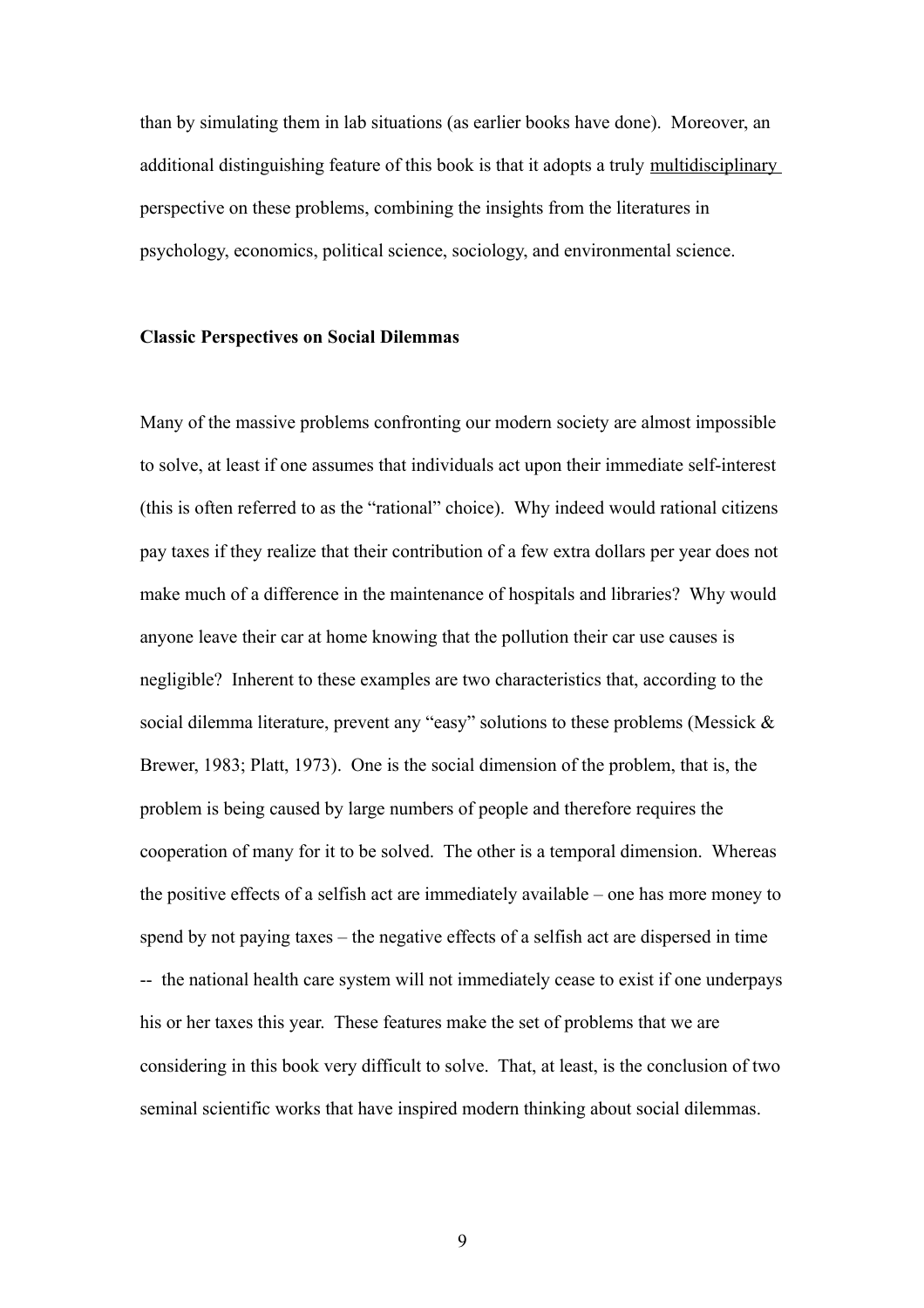than by simulating them in lab situations (as earlier books have done). Moreover, an additional distinguishing feature of this book is that it adopts a truly <u>multidisciplinary</u> perspective on these problems, combining the insights from the literatures in psychology, economics, political science, sociology, and environmental science.

**Classic Perspectives on Social Dilemmas**

Many of the massive problems confronting our modern society are almost impossible to solve, at least if one assumes that individuals act upon their immediate self-interest (this is often referred to as the "rational" choice). Why indeed would rational citizens pay taxes if they realize that their contribution of a few extra dollars per year does not make much of a difference in the maintenance of hospitals and libraries? Why would anyone leave their car at home knowing that the pollution their car use causes is negligible? Inherent to these examples are two characteristics that, according to the social dilemma literature, prevent any "easy" solutions to these problems (Messick & Brewer, 1983; Platt, 1973). One is the social dimension of the problem, that is, the problem is being caused by large numbers of people and therefore requires the cooperation of many for it to be solved. The other is a temporal dimension. Whereas the positive effects of a selfish act are immediately available – one has more money to spend by not paying taxes – the negative effects of a selfish act are dispersed in time -- the national health care system will not immediately cease to exist if one underpays his or her taxes this year. These features make the set of problems that we are considering in this book very difficult to solve. That, at least, is the conclusion of two seminal scientific works that have inspired modern thinking about social dilemmas.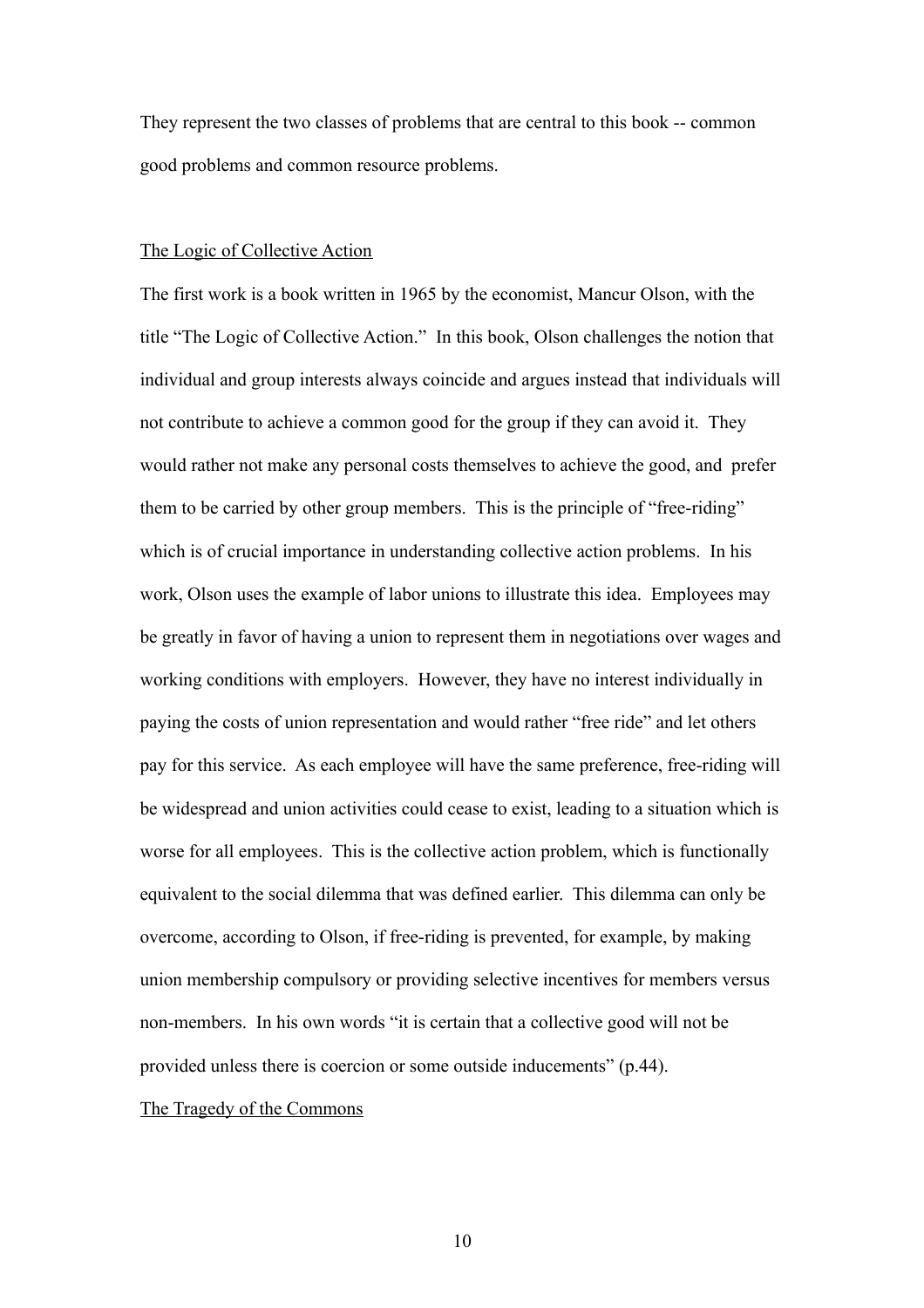They represent the two classes of problems that are central to this book -- common good problems and common resource problems.

## The Logic of Collective Action

The first work is a book written in 1965 by the economist, Mancur Olson, with the title "The Logic of Collective Action." In this book, Olson challenges the notion that individual and group interests always coincide and argues instead that individuals will not contribute to achieve a common good for the group if they can avoid it. They would rather not make any personal costs themselves to achieve the good, and prefer them to be carried by other group members. This is the principle of "free-riding" which is of crucial importance in understanding collective action problems. In his work, Olson uses the example of labor unions to illustrate this idea. Employees may be greatly in favor of having a union to represent them in negotiations over wages and working conditions with employers. However, they have no interest individually in paying the costs of union representation and would rather "free ride" and let others pay for this service. As each employee will have the same preference, free-riding will be widespread and union activities could cease to exist, leading to a situation which is worse for all employees. This is the collective action problem, which is functionally equivalent to the social dilemma that was defined earlier. This dilemma can only be overcome, according to Olson, if free-riding is prevented, for example, by making union membership compulsory or providing selective incentives for members versus non-members. In his own words "it is certain that a collective good will not be provided unless there is coercion or some outside inducements" (p.44).

## The Tragedy of the Commons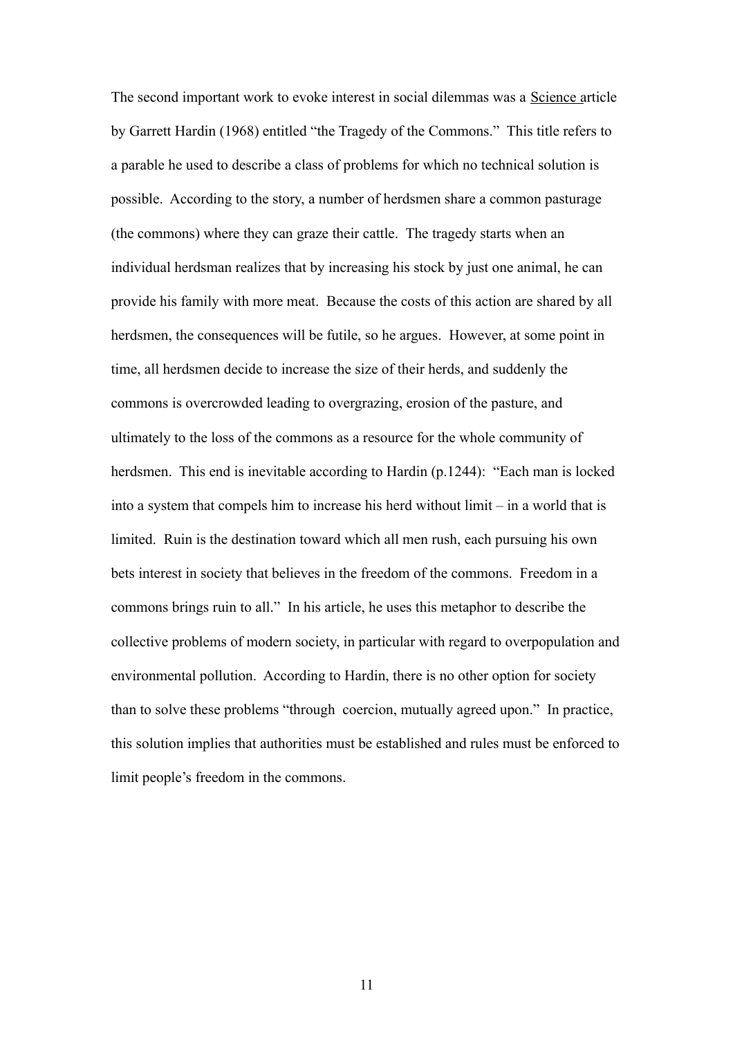The second important work to evoke interest in social dilemmas was a Science article by Garrett Hardin (1968) entitled "the Tragedy of the Commons." This title refers to a parable he used to describe a class of problems for which no technical solution is possible. According to the story, a number of herdsmen share a common pasturage (the commons) where they can graze their cattle. The tragedy starts when an individual herdsman realizes that by increasing his stock by just one animal, he can provide his family with more meat. Because the costs of this action are shared by all herdsmen, the consequences will be futile, so he argues. However, at some point in time, all herdsmen decide to increase the size of their herds, and suddenly the commons is overcrowded leading to overgrazing, erosion of the pasture, and ultimately to the loss of the commons as a resource for the whole community of herdsmen. This end is inevitable according to Hardin (p.1244): "Each man is locked into a system that compels him to increase his herd without limit – in a world that is limited. Ruin is the destination toward which all men rush, each pursuing his own bets interest in society that believes in the freedom of the commons. Freedom in a commons brings ruin to all." In his article, he uses this metaphor to describe the collective problems of modern society, in particular with regard to overpopulation and environmental pollution. According to Hardin, there is no other option for society than to solve these problems "through coercion, mutually agreed upon." In practice, this solution implies that authorities must be established and rules must be enforced to limit people's freedom in the commons.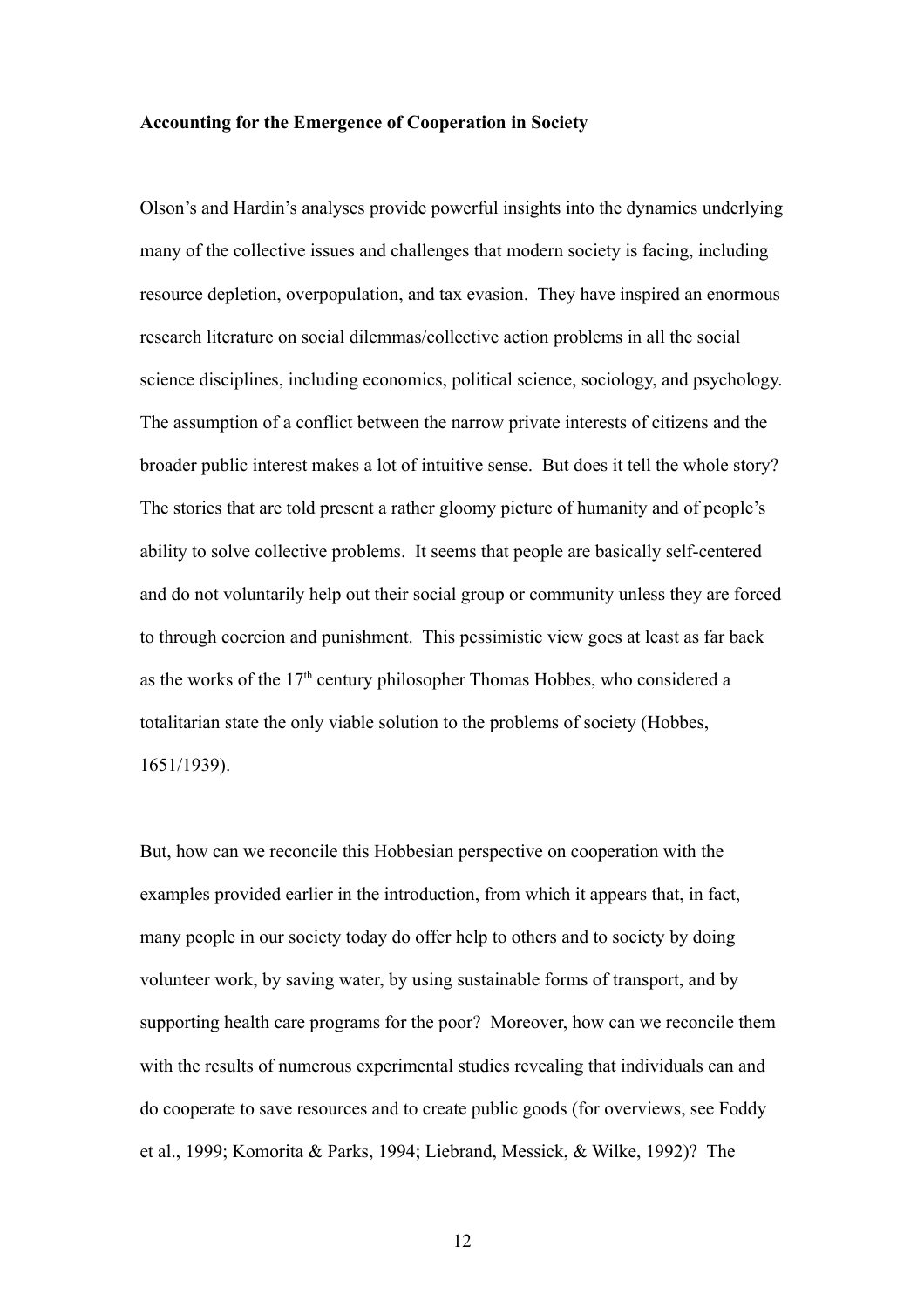**Accounting for the Emergence of Cooperation in Society**

Olson's and Hardin's analyses provide powerful insights into the dynamics underlying many of the collective issues and challenges that modern society is facing, including resource depletion, overpopulation, and tax evasion. They have inspired an enormous research literature on social dilemmas/collective action problems in all the social science disciplines, including economics, political science, sociology, and psychology. The assumption of a conflict between the narrow private interests of citizens and the broader public interest makes a lot of intuitive sense. But does it tell the whole story? The stories that are told present a rather gloomy picture of humanity and of people's ability to solve collective problems. It seems that people are basically self-centered and do not voluntarily help out their social group or community unless they are forced to through coercion and punishment. This pessimistic view goes at least as far back as the works of the 17th century philosopher Thomas Hobbes, who considered a totalitarian state the only viable solution to the problems of society (Hobbes, 1651/1939).

But, how can we reconcile this Hobbesian perspective on cooperation with the examples provided earlier in the introduction, from which it appears that, in fact, many people in our society today do offer help to others and to society by doing volunteer work, by saving water, by using sustainable forms of transport, and by supporting health care programs for the poor? Moreover, how can we reconcile them with the results of numerous experimental studies revealing that individuals can and do cooperate to save resources and to create public goods (for overviews, see Foddy et al., 1999; Komorita & Parks, 1994; Liebrand, Messick, & Wilke, 1992)? The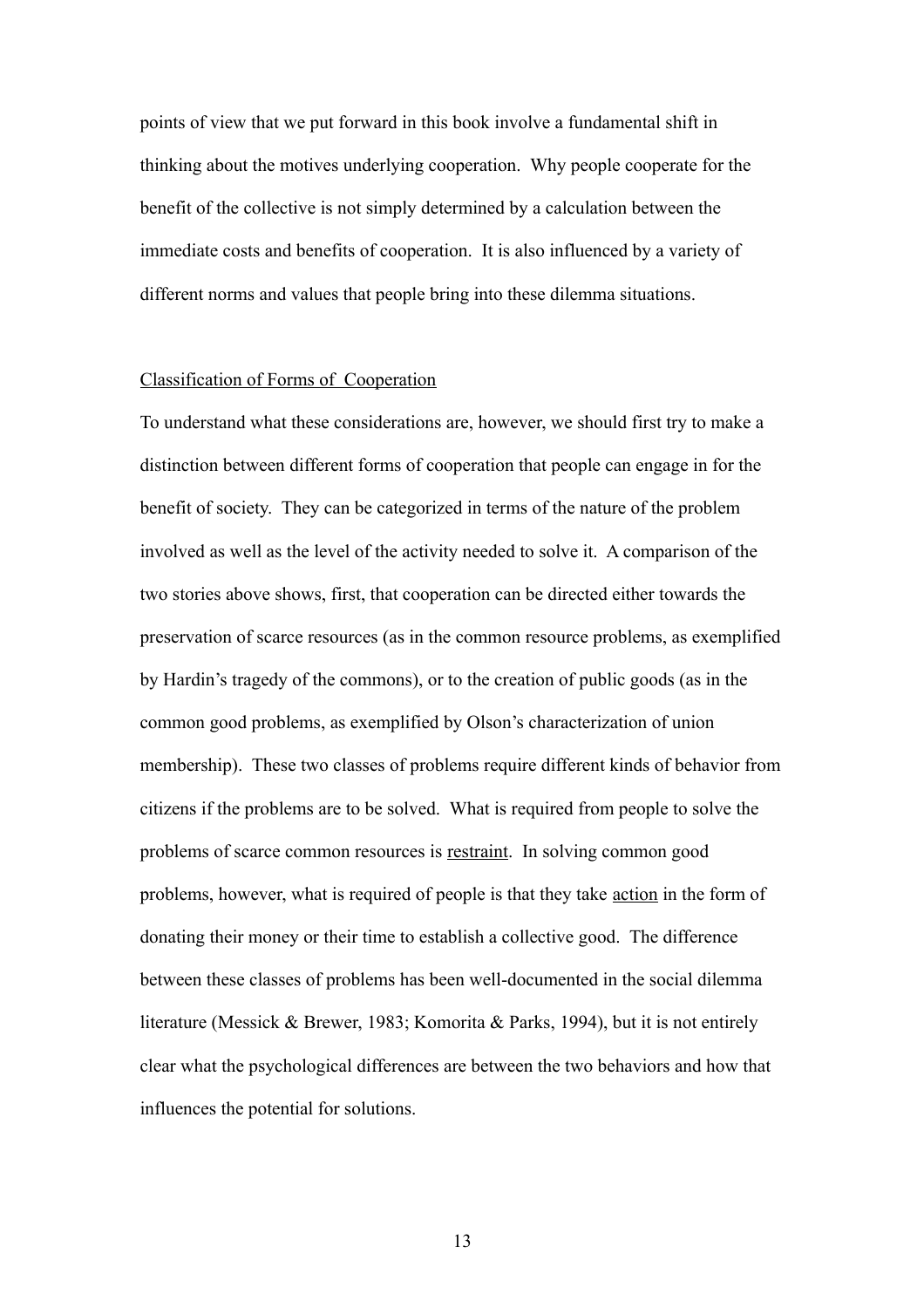points of view that we put forward in this book involve a fundamental shift in thinking about the motives underlying cooperation. Why people cooperate for the benefit of the collective is not simply determined by a calculation between the immediate costs and benefits of cooperation. It is also influenced by a variety of different norms and values that people bring into these dilemma situations.

<u>Classification of Forms of Cooperation</u>

To understand what these considerations are, however, we should first try to make a distinction between different forms of cooperation that people can engage in for the benefit of society. They can be categorized in terms of the nature of the problem involved as well as the level of the activity needed to solve it. A comparison of the two stories above shows, first, that cooperation can be directed either towards the preservation of scarce resources (as in the common resource problems, as exemplified by Hardin's tragedy of the commons), or to the creation of public goods (as in the common good problems, as exemplified by Olson's characterization of union membership). These two classes of problems require different kinds of behavior from citizens if the problems are to be solved. What is required from people to solve the problems of scarce common resources is <u>restraint</u>. In solving common good problems, however, what is required of people is that they take <u>action</u> in the form of donating their money or their time to establish a collective good. The difference between these classes of problems has been well-documented in the social dilemma literature (Messick & Brewer, 1983; Komorita & Parks, 1994), but it is not entirely clear what the psychological differences are between the two behaviors and how that influences the potential for solutions.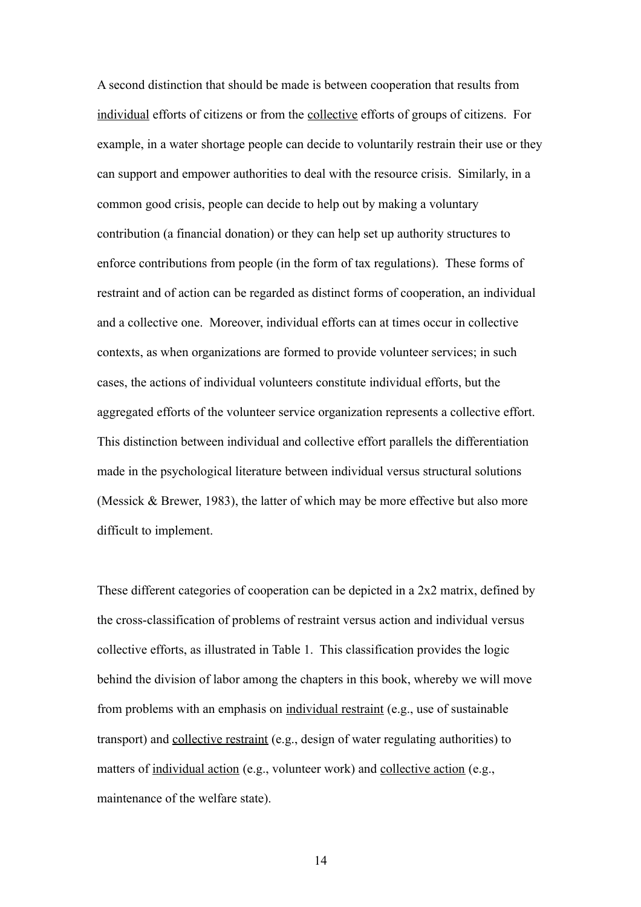A second distinction that should be made is between cooperation that results from <u>individual</u> efforts of citizens or from the <u>collective</u> efforts of groups of citizens. For example, in a water shortage people can decide to voluntarily restrain their use or they can support and empower authorities to deal with the resource crisis. Similarly, in a common good crisis, people can decide to help out by making a voluntary contribution (a financial donation) or they can help set up authority structures to enforce contributions from people (in the form of tax regulations). These forms of restraint and of action can be regarded as distinct forms of cooperation, an individual and a collective one. Moreover, individual efforts can at times occur in collective contexts, as when organizations are formed to provide volunteer services; in such cases, the actions of individual volunteers constitute individual efforts, but the aggregated efforts of the volunteer service organization represents a collective effort. This distinction between individual and collective effort parallels the differentiation made in the psychological literature between individual versus structural solutions (Messick & Brewer, 1983), the latter of which may be more effective but also more difficult to implement.

These different categories of cooperation can be depicted in a 2x2 matrix, defined by the cross-classification of problems of restraint versus action and individual versus collective efforts, as illustrated in Table 1. This classification provides the logic behind the division of labor among the chapters in this book, whereby we will move from problems with an emphasis on <u>individual restraint</u> (e.g., use of sustainable transport) and <u>collective restraint</u> (e.g., design of water regulating authorities) to matters of <u>individual action</u> (e.g., volunteer work) and <u>collective action</u> (e.g., maintenance of the welfare state).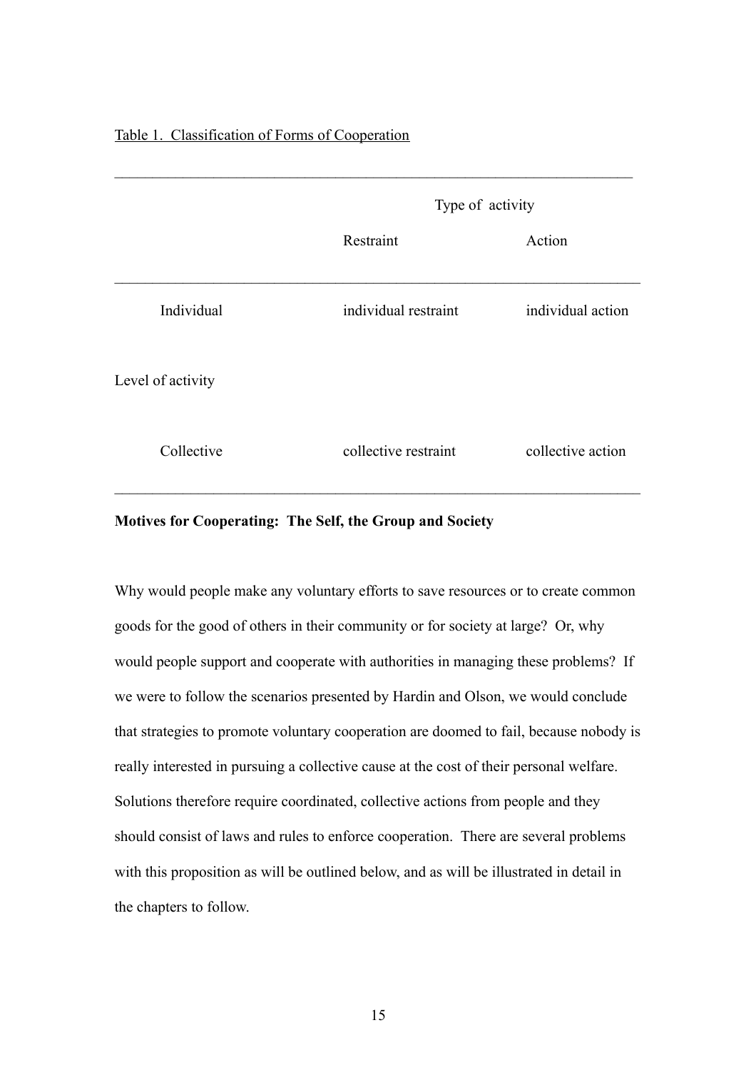Table 1. Classification of Forms of Cooperation

| | | Type of activity | |
|---|---|---|---|
| | | Restraint | Action |
| Level of activity | Individual | individual restraint | individual action |
| | Collective | collective restraint | collective action |

**Motives for Cooperating: The Self, the Group and Society**

Why would people make any voluntary efforts to save resources or to create common goods for the good of others in their community or for society at large? Or, why would people support and cooperate with authorities in managing these problems? If we were to follow the scenarios presented by Hardin and Olson, we would conclude that strategies to promote voluntary cooperation are doomed to fail, because nobody is really interested in pursuing a collective cause at the cost of their personal welfare. Solutions therefore require coordinated, collective actions from people and they should consist of laws and rules to enforce cooperation. There are several problems with this proposition as will be outlined below, and as will be illustrated in detail in the chapters to follow.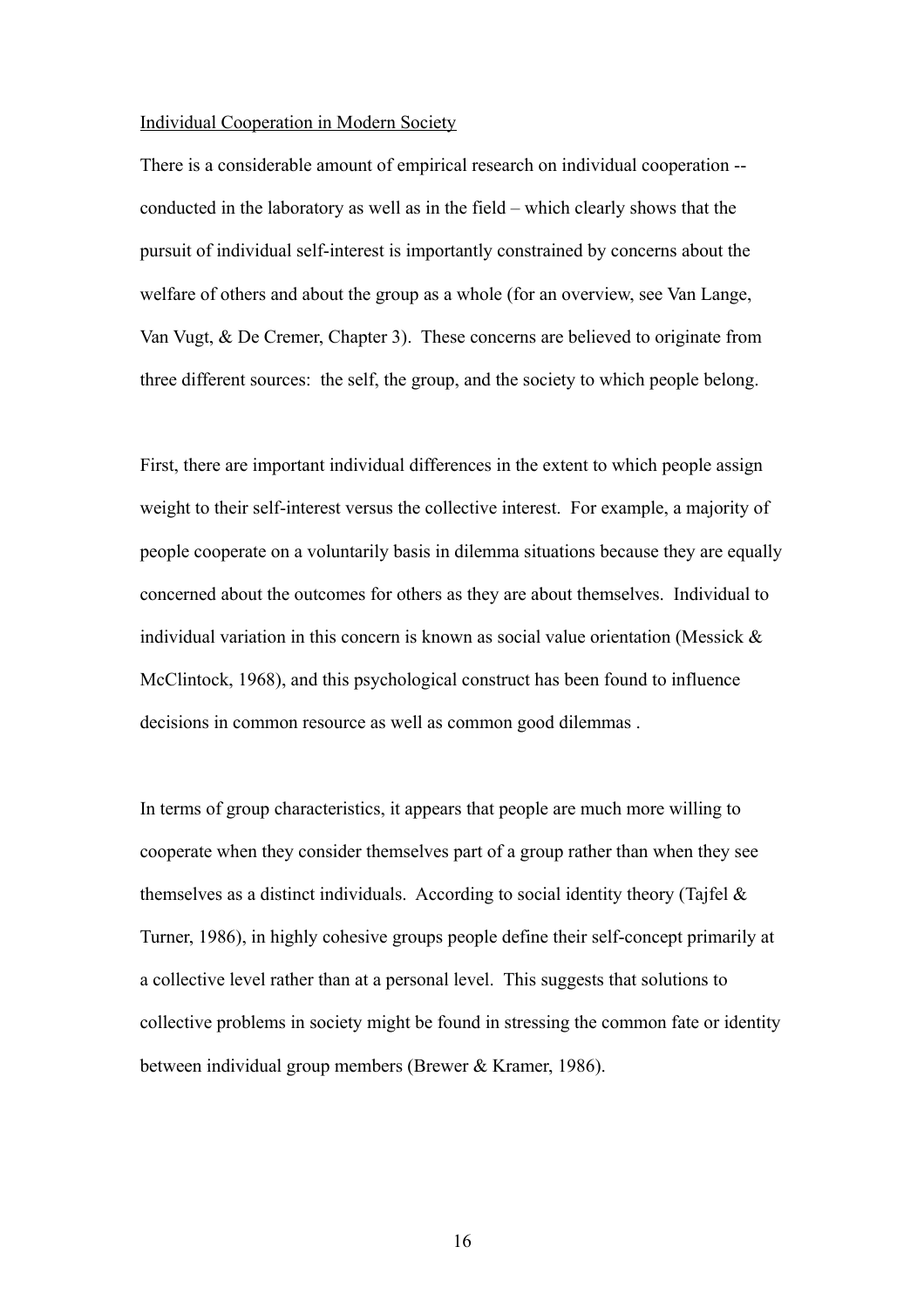<u>Individual Cooperation in Modern Society</u>

There is a considerable amount of empirical research on individual cooperation -- conducted in the laboratory as well as in the field – which clearly shows that the pursuit of individual self-interest is importantly constrained by concerns about the welfare of others and about the group as a whole (for an overview, see Van Lange, Van Vugt, & De Cremer, Chapter 3). These concerns are believed to originate from three different sources: the self, the group, and the society to which people belong.

First, there are important individual differences in the extent to which people assign weight to their self-interest versus the collective interest. For example, a majority of people cooperate on a voluntarily basis in dilemma situations because they are equally concerned about the outcomes for others as they are about themselves. Individual to individual variation in this concern is known as social value orientation (Messick & McClintock, 1968), and this psychological construct has been found to influence decisions in common resource as well as common good dilemmas .

In terms of group characteristics, it appears that people are much more willing to cooperate when they consider themselves part of a group rather than when they see themselves as a distinct individuals. According to social identity theory (Tajfel & Turner, 1986), in highly cohesive groups people define their self-concept primarily at a collective level rather than at a personal level. This suggests that solutions to collective problems in society might be found in stressing the common fate or identity between individual group members (Brewer & Kramer, 1986).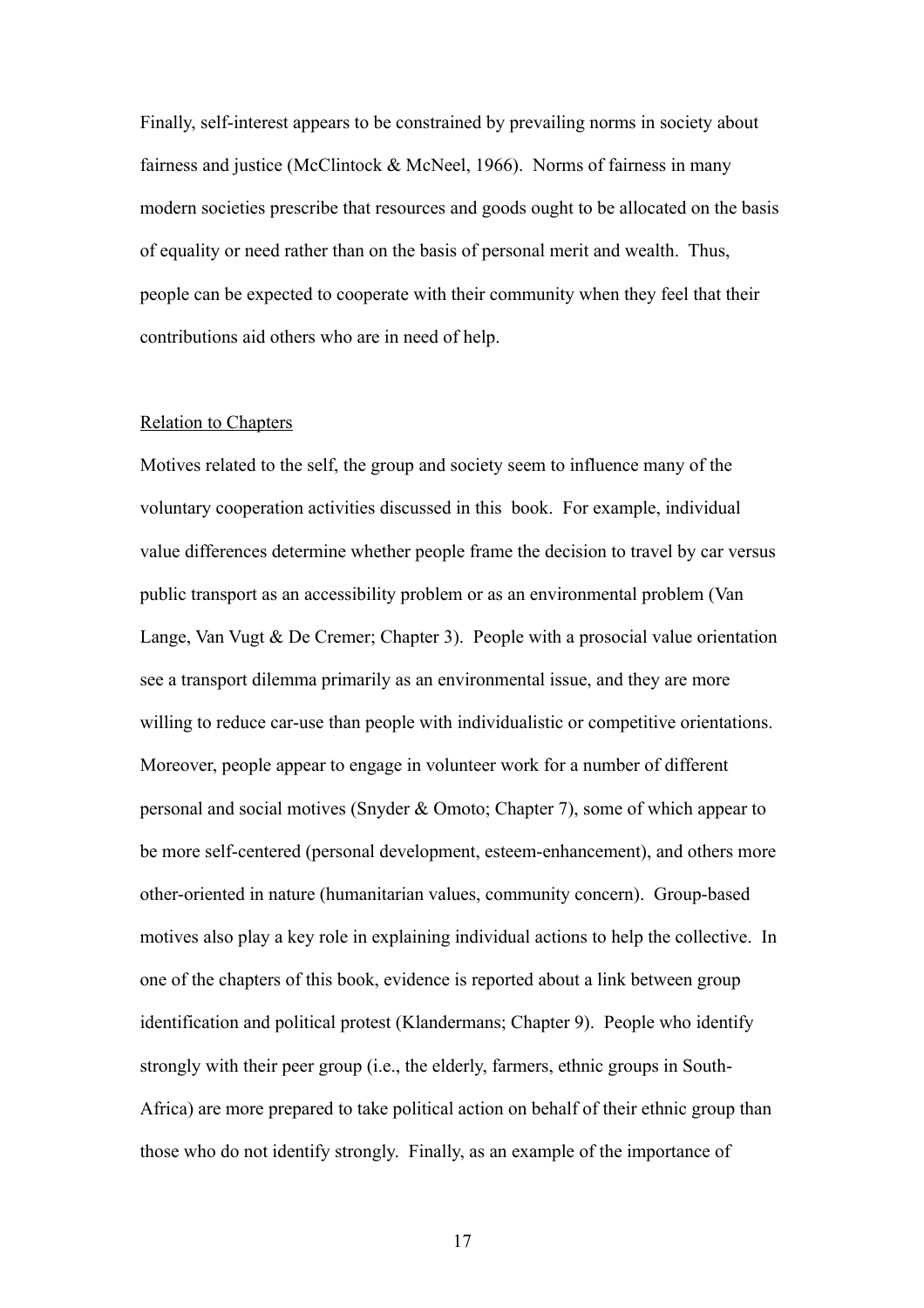Finally, self-interest appears to be constrained by prevailing norms in society about fairness and justice (McClintock & McNeel, 1966). Norms of fairness in many modern societies prescribe that resources and goods ought to be allocated on the basis of equality or need rather than on the basis of personal merit and wealth. Thus, people can be expected to cooperate with their community when they feel that their contributions aid others who are in need of help.

<u>Relation to Chapters</u>

Motives related to the self, the group and society seem to influence many of the voluntary cooperation activities discussed in this book. For example, individual value differences determine whether people frame the decision to travel by car versus public transport as an accessibility problem or as an environmental problem (Van Lange, Van Vugt & De Cremer; Chapter 3). People with a prosocial value orientation see a transport dilemma primarily as an environmental issue, and they are more willing to reduce car-use than people with individualistic or competitive orientations. Moreover, people appear to engage in volunteer work for a number of different personal and social motives (Snyder & Omoto; Chapter 7), some of which appear to be more self-centered (personal development, esteem-enhancement), and others more other-oriented in nature (humanitarian values, community concern). Group-based motives also play a key role in explaining individual actions to help the collective. In one of the chapters of this book, evidence is reported about a link between group identification and political protest (Klandermans; Chapter 9). People who identify strongly with their peer group (i.e., the elderly, farmers, ethnic groups in South-Africa) are more prepared to take political action on behalf of their ethnic group than those who do not identify strongly. Finally, as an example of the importance of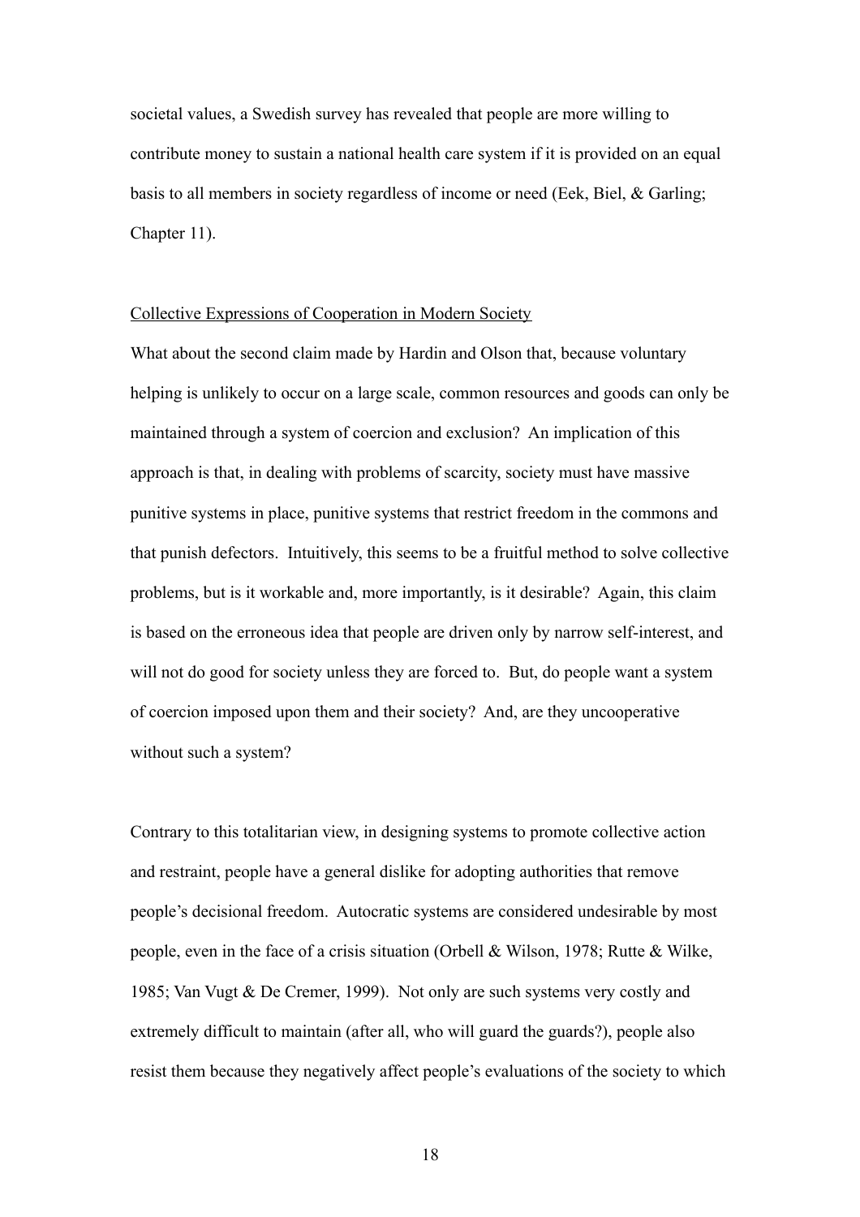societal values, a Swedish survey has revealed that people are more willing to contribute money to sustain a national health care system if it is provided on an equal basis to all members in society regardless of income or need (Eek, Biel, & Garling; Chapter 11).

<u>Collective Expressions of Cooperation in Modern Society</u>

What about the second claim made by Hardin and Olson that, because voluntary helping is unlikely to occur on a large scale, common resources and goods can only be maintained through a system of coercion and exclusion? An implication of this approach is that, in dealing with problems of scarcity, society must have massive punitive systems in place, punitive systems that restrict freedom in the commons and that punish defectors. Intuitively, this seems to be a fruitful method to solve collective problems, but is it workable and, more importantly, is it desirable? Again, this claim is based on the erroneous idea that people are driven only by narrow self-interest, and will not do good for society unless they are forced to. But, do people want a system of coercion imposed upon them and their society? And, are they uncooperative without such a system?

Contrary to this totalitarian view, in designing systems to promote collective action and restraint, people have a general dislike for adopting authorities that remove people's decisional freedom. Autocratic systems are considered undesirable by most people, even in the face of a crisis situation (Orbell & Wilson, 1978; Rutte & Wilke, 1985; Van Vugt & De Cremer, 1999). Not only are such systems very costly and extremely difficult to maintain (after all, who will guard the guards?), people also resist them because they negatively affect people's evaluations of the society to which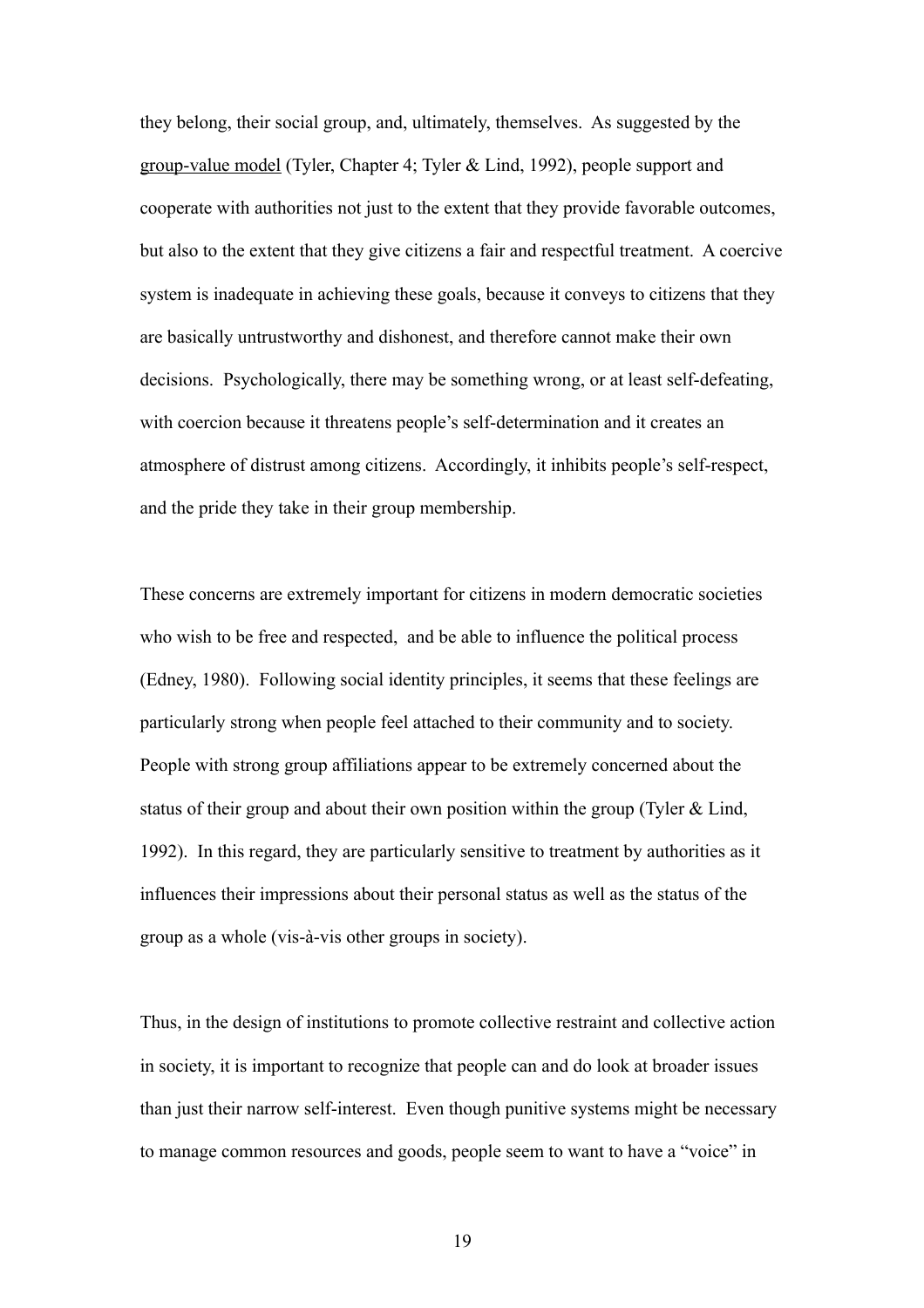they belong, their social group, and, ultimately, themselves. As suggested by the group-value model (Tyler, Chapter 4; Tyler & Lind, 1992), people support and cooperate with authorities not just to the extent that they provide favorable outcomes, but also to the extent that they give citizens a fair and respectful treatment. A coercive system is inadequate in achieving these goals, because it conveys to citizens that they are basically untrustworthy and dishonest, and therefore cannot make their own decisions. Psychologically, there may be something wrong, or at least self-defeating, with coercion because it threatens people's self-determination and it creates an atmosphere of distrust among citizens. Accordingly, it inhibits people's self-respect, and the pride they take in their group membership.

These concerns are extremely important for citizens in modern democratic societies who wish to be free and respected, and be able to influence the political process (Edney, 1980). Following social identity principles, it seems that these feelings are particularly strong when people feel attached to their community and to society. People with strong group affiliations appear to be extremely concerned about the status of their group and about their own position within the group (Tyler & Lind, 1992). In this regard, they are particularly sensitive to treatment by authorities as it influences their impressions about their personal status as well as the status of the group as a whole (vis-à-vis other groups in society).

Thus, in the design of institutions to promote collective restraint and collective action in society, it is important to recognize that people can and do look at broader issues than just their narrow self-interest. Even though punitive systems might be necessary to manage common resources and goods, people seem to want to have a "voice" in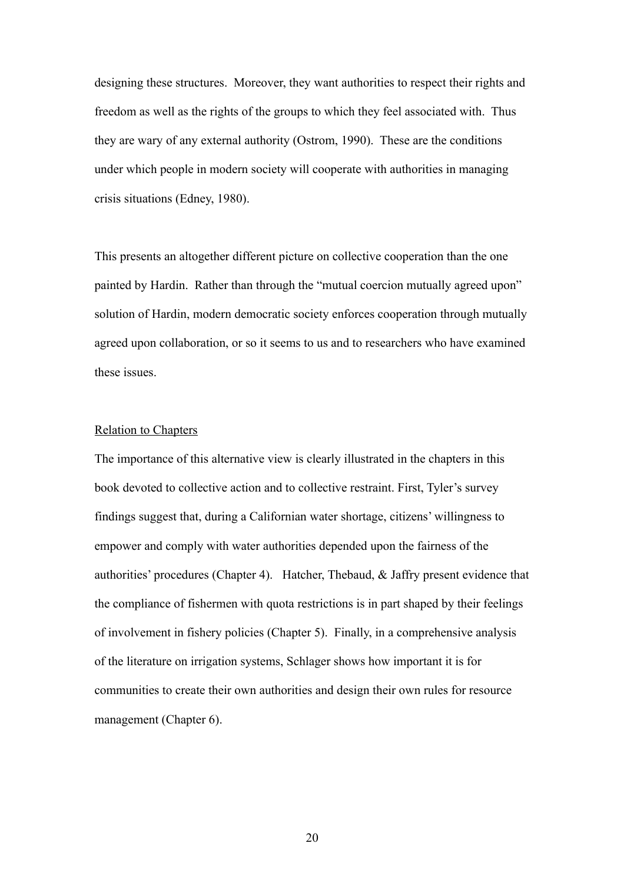designing these structures. Moreover, they want authorities to respect their rights and freedom as well as the rights of the groups to which they feel associated with. Thus they are wary of any external authority (Ostrom, 1990). These are the conditions under which people in modern society will cooperate with authorities in managing crisis situations (Edney, 1980).

This presents an altogether different picture on collective cooperation than the one painted by Hardin. Rather than through the "mutual coercion mutually agreed upon" solution of Hardin, modern democratic society enforces cooperation through mutually agreed upon collaboration, or so it seems to us and to researchers who have examined these issues.

<u>Relation to Chapters</u>

The importance of this alternative view is clearly illustrated in the chapters in this book devoted to collective action and to collective restraint. First, Tyler's survey findings suggest that, during a Californian water shortage, citizens' willingness to empower and comply with water authorities depended upon the fairness of the authorities' procedures (Chapter 4). Hatcher, Thebaud, & Jaffry present evidence that the compliance of fishermen with quota restrictions is in part shaped by their feelings of involvement in fishery policies (Chapter 5). Finally, in a comprehensive analysis of the literature on irrigation systems, Schlager shows how important it is for communities to create their own authorities and design their own rules for resource management (Chapter 6).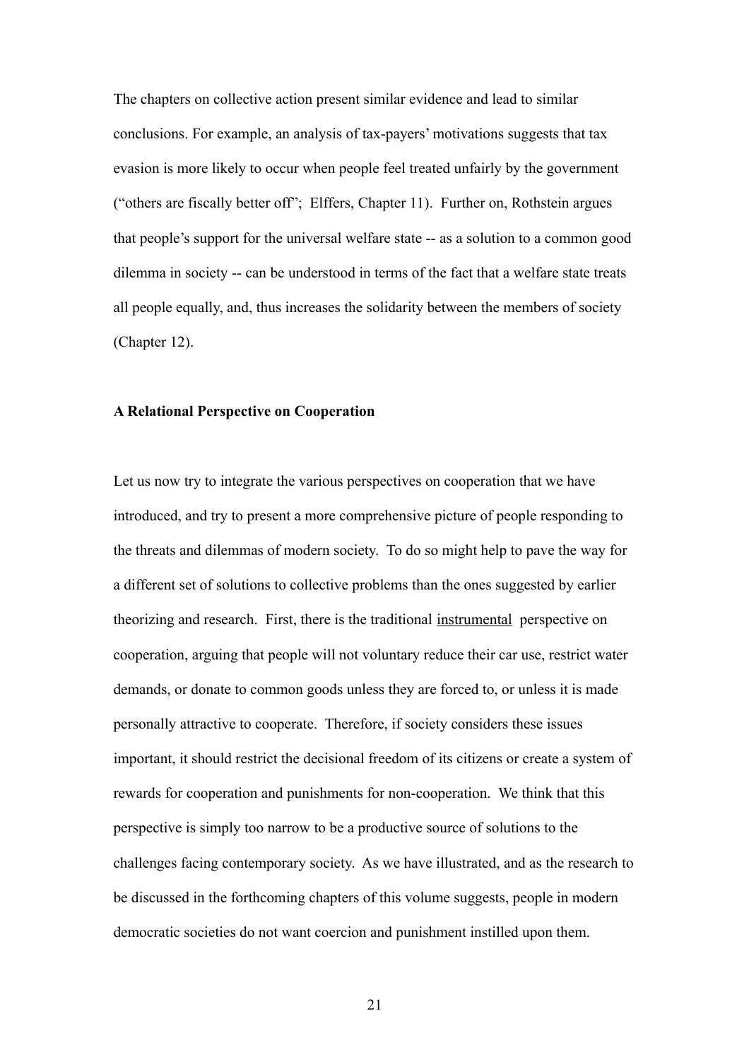The chapters on collective action present similar evidence and lead to similar conclusions. For example, an analysis of tax-payers' motivations suggests that tax evasion is more likely to occur when people feel treated unfairly by the government ("others are fiscally better off"; Elffers, Chapter 11). Further on, Rothstein argues that people's support for the universal welfare state -- as a solution to a common good dilemma in society -- can be understood in terms of the fact that a welfare state treats all people equally, and, thus increases the solidarity between the members of society (Chapter 12).

**A Relational Perspective on Cooperation**

Let us now try to integrate the various perspectives on cooperation that we have introduced, and try to present a more comprehensive picture of people responding to the threats and dilemmas of modern society. To do so might help to pave the way for a different set of solutions to collective problems than the ones suggested by earlier theorizing and research. First, there is the traditional <u>instrumental</u> perspective on cooperation, arguing that people will not voluntary reduce their car use, restrict water demands, or donate to common goods unless they are forced to, or unless it is made personally attractive to cooperate. Therefore, if society considers these issues important, it should restrict the decisional freedom of its citizens or create a system of rewards for cooperation and punishments for non-cooperation. We think that this perspective is simply too narrow to be a productive source of solutions to the challenges facing contemporary society. As we have illustrated, and as the research to be discussed in the forthcoming chapters of this volume suggests, people in modern democratic societies do not want coercion and punishment instilled upon them.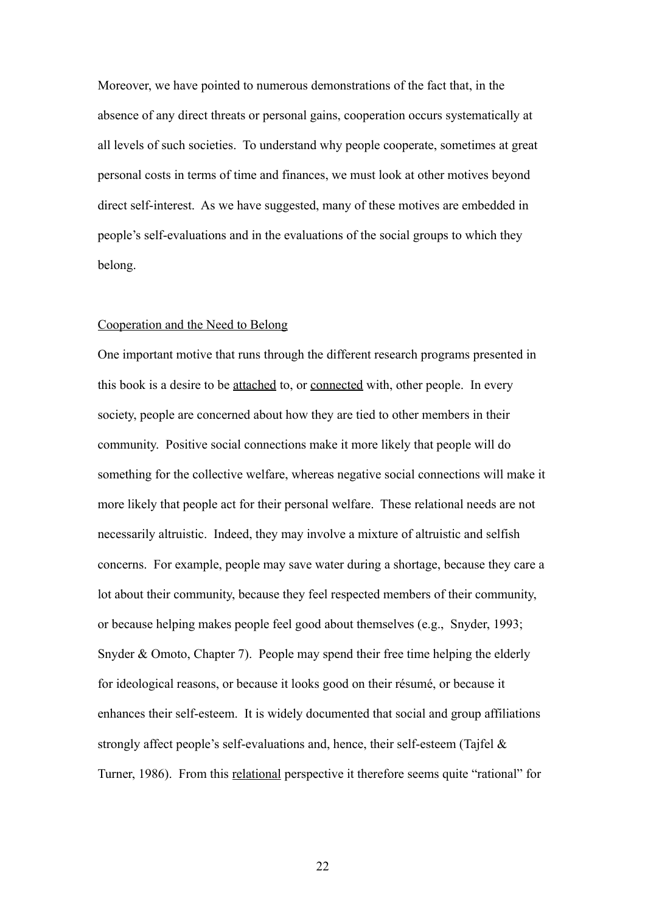Moreover, we have pointed to numerous demonstrations of the fact that, in the absence of any direct threats or personal gains, cooperation occurs systematically at all levels of such societies. To understand why people cooperate, sometimes at great personal costs in terms of time and finances, we must look at other motives beyond direct self-interest. As we have suggested, many of these motives are embedded in people's self-evaluations and in the evaluations of the social groups to which they belong.

## Cooperation and the Need to Belong

One important motive that runs through the different research programs presented in this book is a desire to be attached to, or connected with, other people. In every society, people are concerned about how they are tied to other members in their community. Positive social connections make it more likely that people will do something for the collective welfare, whereas negative social connections will make it more likely that people act for their personal welfare. These relational needs are not necessarily altruistic. Indeed, they may involve a mixture of altruistic and selfish concerns. For example, people may save water during a shortage, because they care a lot about their community, because they feel respected members of their community, or because helping makes people feel good about themselves (e.g., Snyder, 1993; Snyder & Omoto, Chapter 7). People may spend their free time helping the elderly for ideological reasons, or because it looks good on their résumé, or because it enhances their self-esteem. It is widely documented that social and group affiliations strongly affect people's self-evaluations and, hence, their self-esteem (Tajfel & Turner, 1986). From this relational perspective it therefore seems quite "rational" for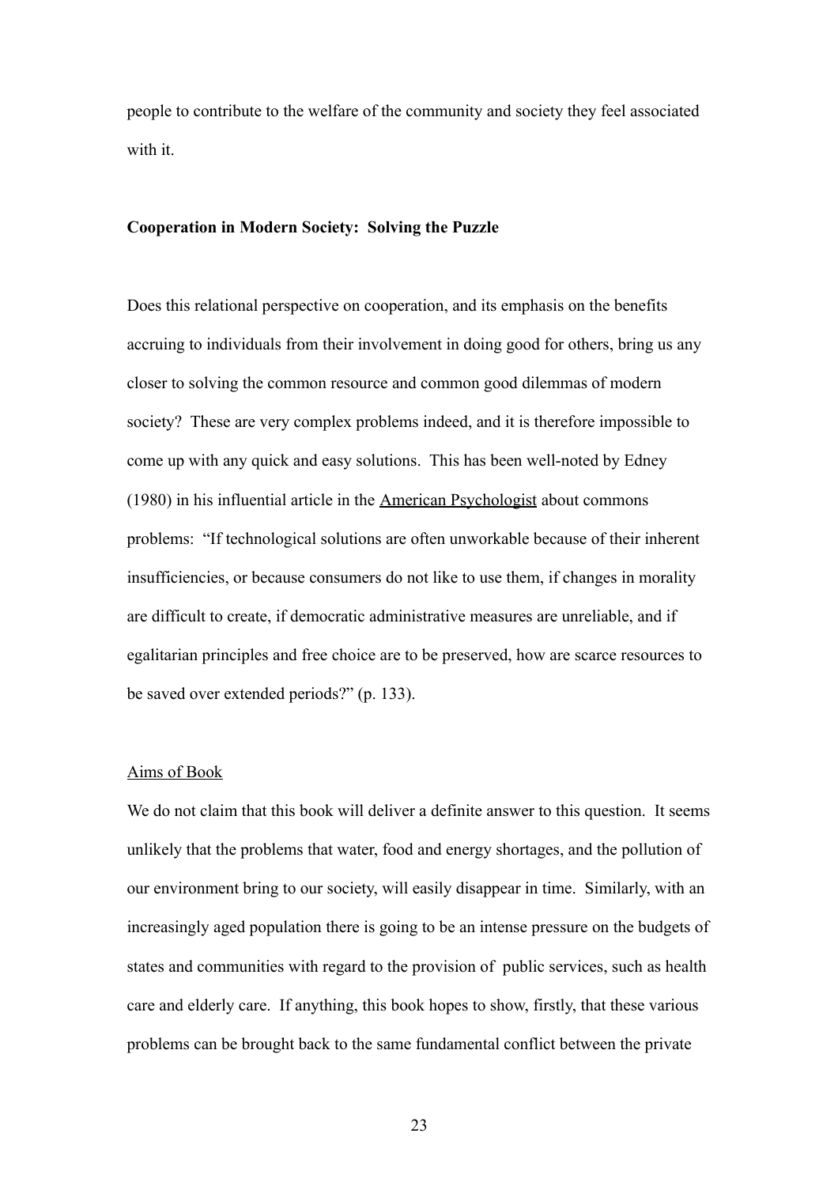people to contribute to the welfare of the community and society they feel associated with it.

**Cooperation in Modern Society: Solving the Puzzle**

Does this relational perspective on cooperation, and its emphasis on the benefits accruing to individuals from their involvement in doing good for others, bring us any closer to solving the common resource and common good dilemmas of modern society? These are very complex problems indeed, and it is therefore impossible to come up with any quick and easy solutions. This has been well-noted by Edney (1980) in his influential article in the American Psychologist about commons problems: "If technological solutions are often unworkable because of their inherent insufficiencies, or because consumers do not like to use them, if changes in morality are difficult to create, if democratic administrative measures are unreliable, and if egalitarian principles and free choice are to be preserved, how are scarce resources to be saved over extended periods?" (p. 133).

Aims of Book

We do not claim that this book will deliver a definite answer to this question. It seems unlikely that the problems that water, food and energy shortages, and the pollution of our environment bring to our society, will easily disappear in time. Similarly, with an increasingly aged population there is going to be an intense pressure on the budgets of states and communities with regard to the provision of public services, such as health care and elderly care. If anything, this book hopes to show, firstly, that these various problems can be brought back to the same fundamental conflict between the private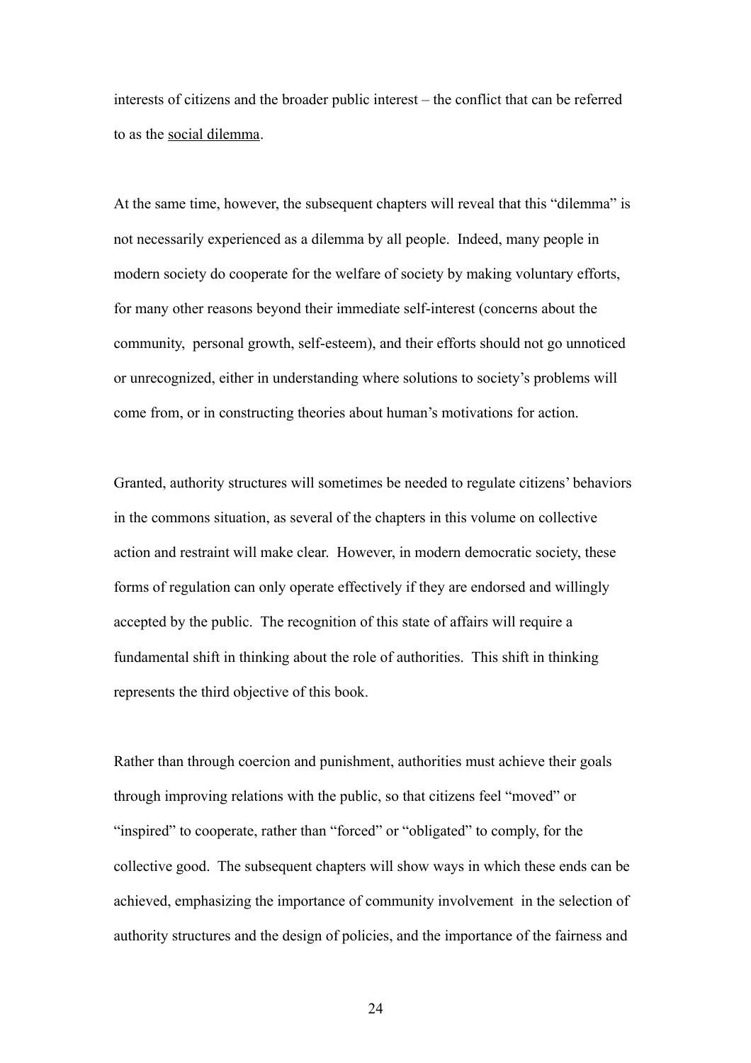interests of citizens and the broader public interest – the conflict that can be referred to as the <u>social dilemma</u>.

At the same time, however, the subsequent chapters will reveal that this "dilemma" is not necessarily experienced as a dilemma by all people. Indeed, many people in modern society do cooperate for the welfare of society by making voluntary efforts, for many other reasons beyond their immediate self-interest (concerns about the community, personal growth, self-esteem), and their efforts should not go unnoticed or unrecognized, either in understanding where solutions to society's problems will come from, or in constructing theories about human's motivations for action.

Granted, authority structures will sometimes be needed to regulate citizens' behaviors in the commons situation, as several of the chapters in this volume on collective action and restraint will make clear. However, in modern democratic society, these forms of regulation can only operate effectively if they are endorsed and willingly accepted by the public. The recognition of this state of affairs will require a fundamental shift in thinking about the role of authorities. This shift in thinking represents the third objective of this book.

Rather than through coercion and punishment, authorities must achieve their goals through improving relations with the public, so that citizens feel "moved" or "inspired" to cooperate, rather than "forced" or "obligated" to comply, for the collective good. The subsequent chapters will show ways in which these ends can be achieved, emphasizing the importance of community involvement in the selection of authority structures and the design of policies, and the importance of the fairness and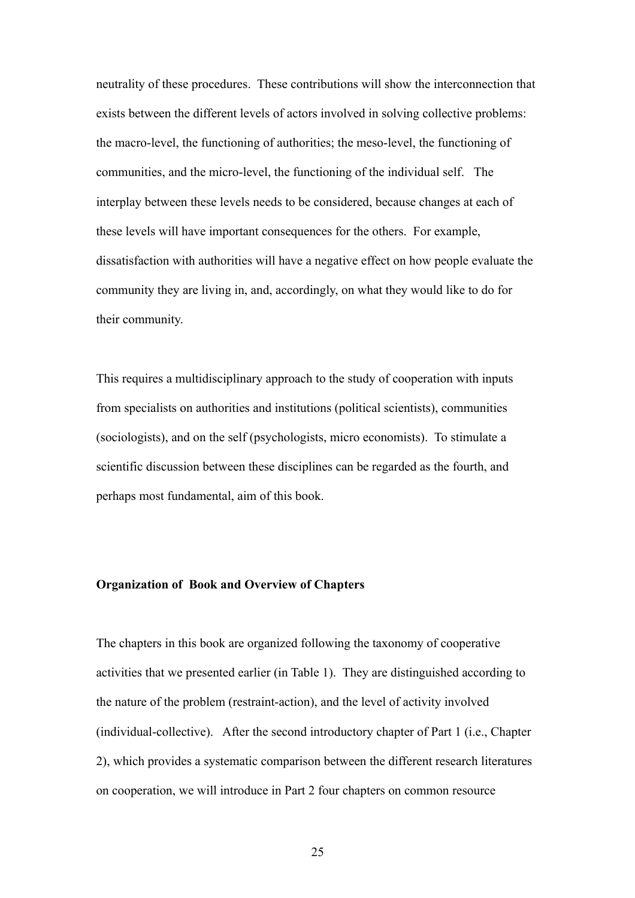neutrality of these procedures. These contributions will show the interconnection that exists between the different levels of actors involved in solving collective problems: the macro-level, the functioning of authorities; the meso-level, the functioning of communities, and the micro-level, the functioning of the individual self. The interplay between these levels needs to be considered, because changes at each of these levels will have important consequences for the others. For example, dissatisfaction with authorities will have a negative effect on how people evaluate the community they are living in, and, accordingly, on what they would like to do for their community.

This requires a multidisciplinary approach to the study of cooperation with inputs from specialists on authorities and institutions (political scientists), communities (sociologists), and on the self (psychologists, micro economists). To stimulate a scientific discussion between these disciplines can be regarded as the fourth, and perhaps most fundamental, aim of this book.

**Organization of Book and Overview of Chapters**

The chapters in this book are organized following the taxonomy of cooperative activities that we presented earlier (in Table 1). They are distinguished according to the nature of the problem (restraint-action), and the level of activity involved (individual-collective). After the second introductory chapter of Part 1 (i.e., Chapter 2), which provides a systematic comparison between the different research literatures on cooperation, we will introduce in Part 2 four chapters on common resource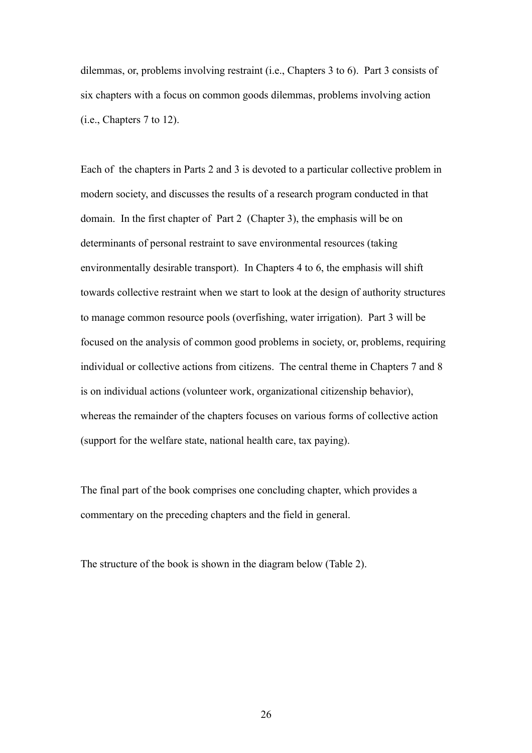dilemmas, or, problems involving restraint (i.e., Chapters 3 to 6). Part 3 consists of six chapters with a focus on common goods dilemmas, problems involving action (i.e., Chapters 7 to 12).

Each of the chapters in Parts 2 and 3 is devoted to a particular collective problem in modern society, and discusses the results of a research program conducted in that domain. In the first chapter of Part 2 (Chapter 3), the emphasis will be on determinants of personal restraint to save environmental resources (taking environmentally desirable transport). In Chapters 4 to 6, the emphasis will shift towards collective restraint when we start to look at the design of authority structures to manage common resource pools (overfishing, water irrigation). Part 3 will be focused on the analysis of common good problems in society, or, problems, requiring individual or collective actions from citizens. The central theme in Chapters 7 and 8 is on individual actions (volunteer work, organizational citizenship behavior), whereas the remainder of the chapters focuses on various forms of collective action (support for the welfare state, national health care, tax paying).

The final part of the book comprises one concluding chapter, which provides a commentary on the preceding chapters and the field in general.

The structure of the book is shown in the diagram below (Table 2).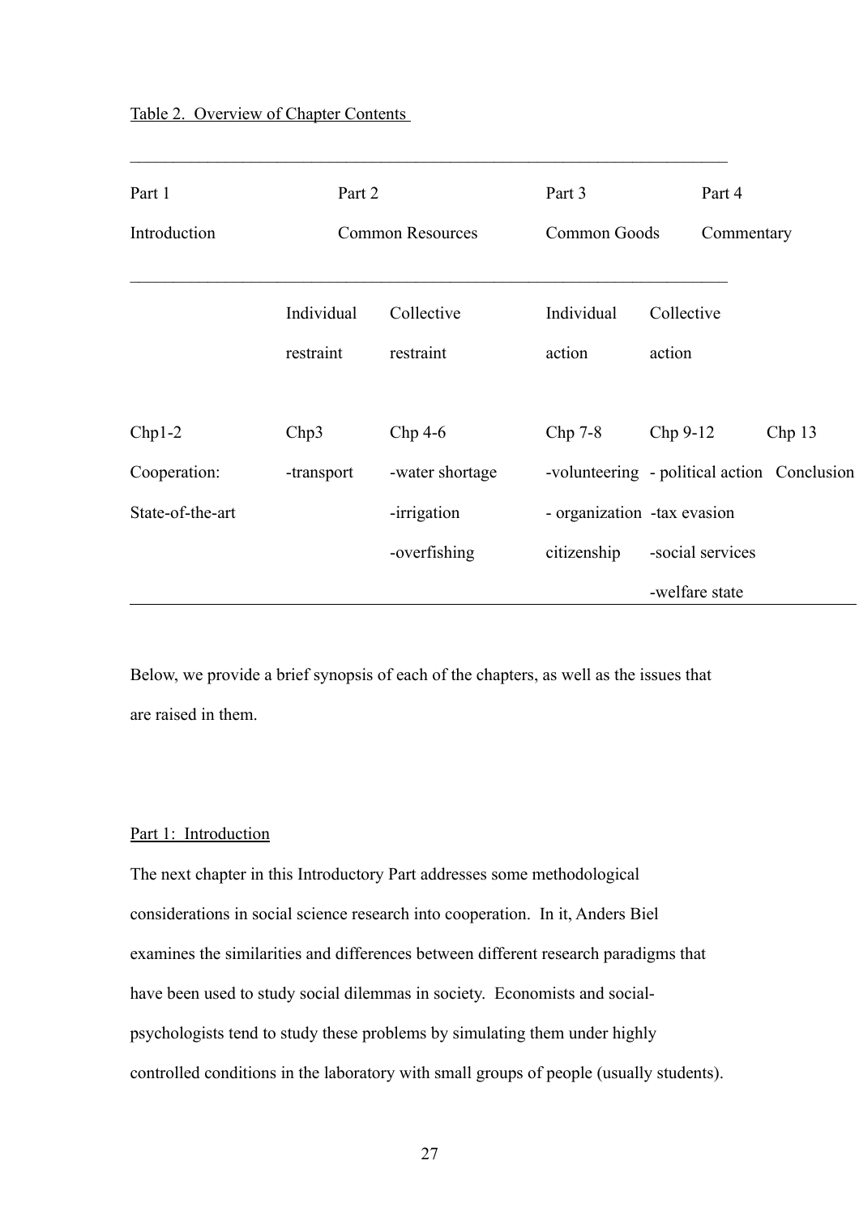Table 2. Overview of Chapter Contents

| Part 1 Introduction | Part 2 Common Resources | | Part 3 Common Goods | | Part 4 Commentary |
|---|---|---|---|---|---|
| | Individual restraint | Collective restraint | Individual action | Collective action | |
| Chp1-2 | Chp3 | Chp 4-6 | Chp 7-8 | Chp 9-12 | Chp 13 |
| Cooperation: State-of-the-art | -transport | -water shortage<br>-irrigation<br>-overfishing | -volunteering<br>- organization citizenship | - political action<br>-tax evasion<br>-social services<br>-welfare state | Conclusion |

Below, we provide a brief synopsis of each of the chapters, as well as the issues that are raised in them.

## Part 1: Introduction

The next chapter in this Introductory Part addresses some methodological considerations in social science research into cooperation. In it, Anders Biel examines the similarities and differences between different research paradigms that have been used to study social dilemmas in society. Economists and social-psychologists tend to study these problems by simulating them under highly controlled conditions in the laboratory with small groups of people (usually students).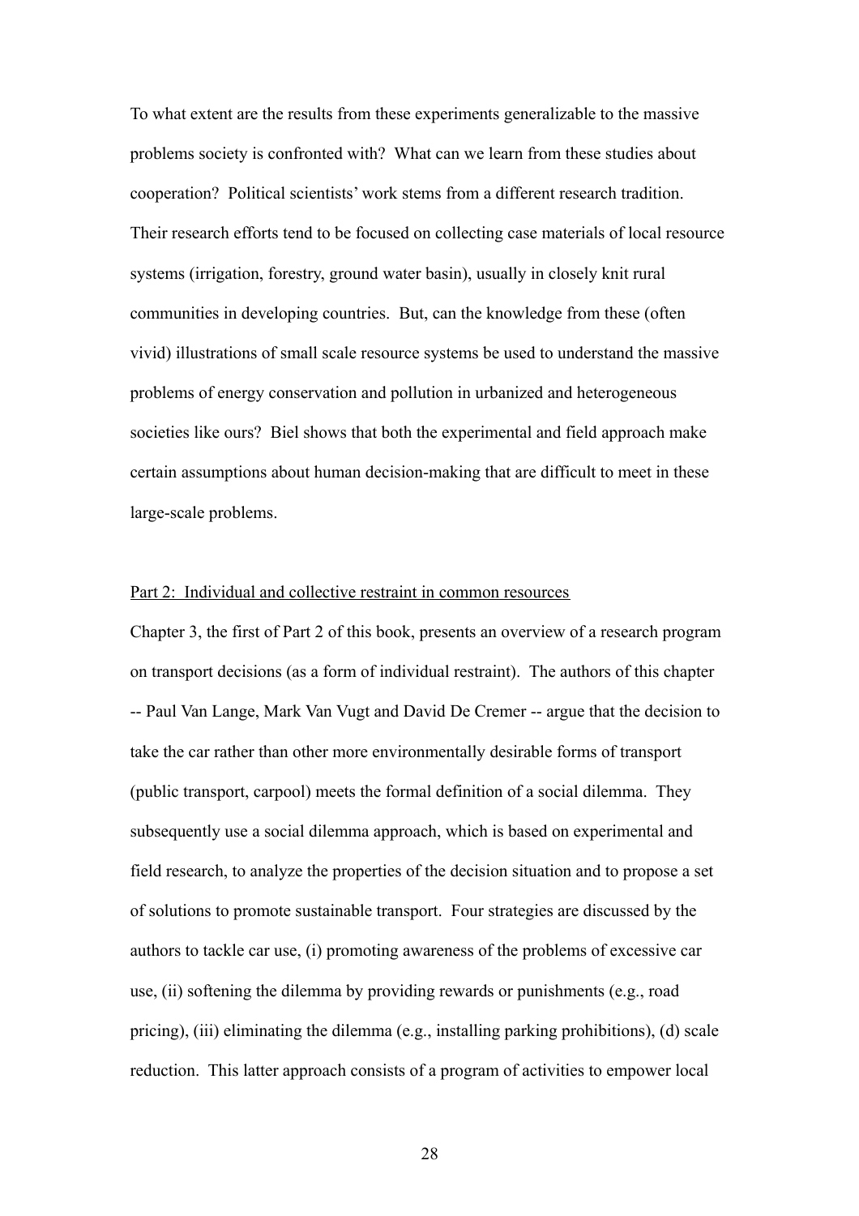To what extent are the results from these experiments generalizable to the massive problems society is confronted with? What can we learn from these studies about cooperation? Political scientists' work stems from a different research tradition. Their research efforts tend to be focused on collecting case materials of local resource systems (irrigation, forestry, ground water basin), usually in closely knit rural communities in developing countries. But, can the knowledge from these (often vivid) illustrations of small scale resource systems be used to understand the massive problems of energy conservation and pollution in urbanized and heterogeneous societies like ours? Biel shows that both the experimental and field approach make certain assumptions about human decision-making that are difficult to meet in these large-scale problems.

<u>Part 2: Individual and collective restraint in common resources</u>

Chapter 3, the first of Part 2 of this book, presents an overview of a research program on transport decisions (as a form of individual restraint). The authors of this chapter -- Paul Van Lange, Mark Van Vugt and David De Cremer -- argue that the decision to take the car rather than other more environmentally desirable forms of transport (public transport, carpool) meets the formal definition of a social dilemma. They subsequently use a social dilemma approach, which is based on experimental and field research, to analyze the properties of the decision situation and to propose a set of solutions to promote sustainable transport. Four strategies are discussed by the authors to tackle car use, (i) promoting awareness of the problems of excessive car use, (ii) softening the dilemma by providing rewards or punishments (e.g., road pricing), (iii) eliminating the dilemma (e.g., installing parking prohibitions), (d) scale reduction. This latter approach consists of a program of activities to empower local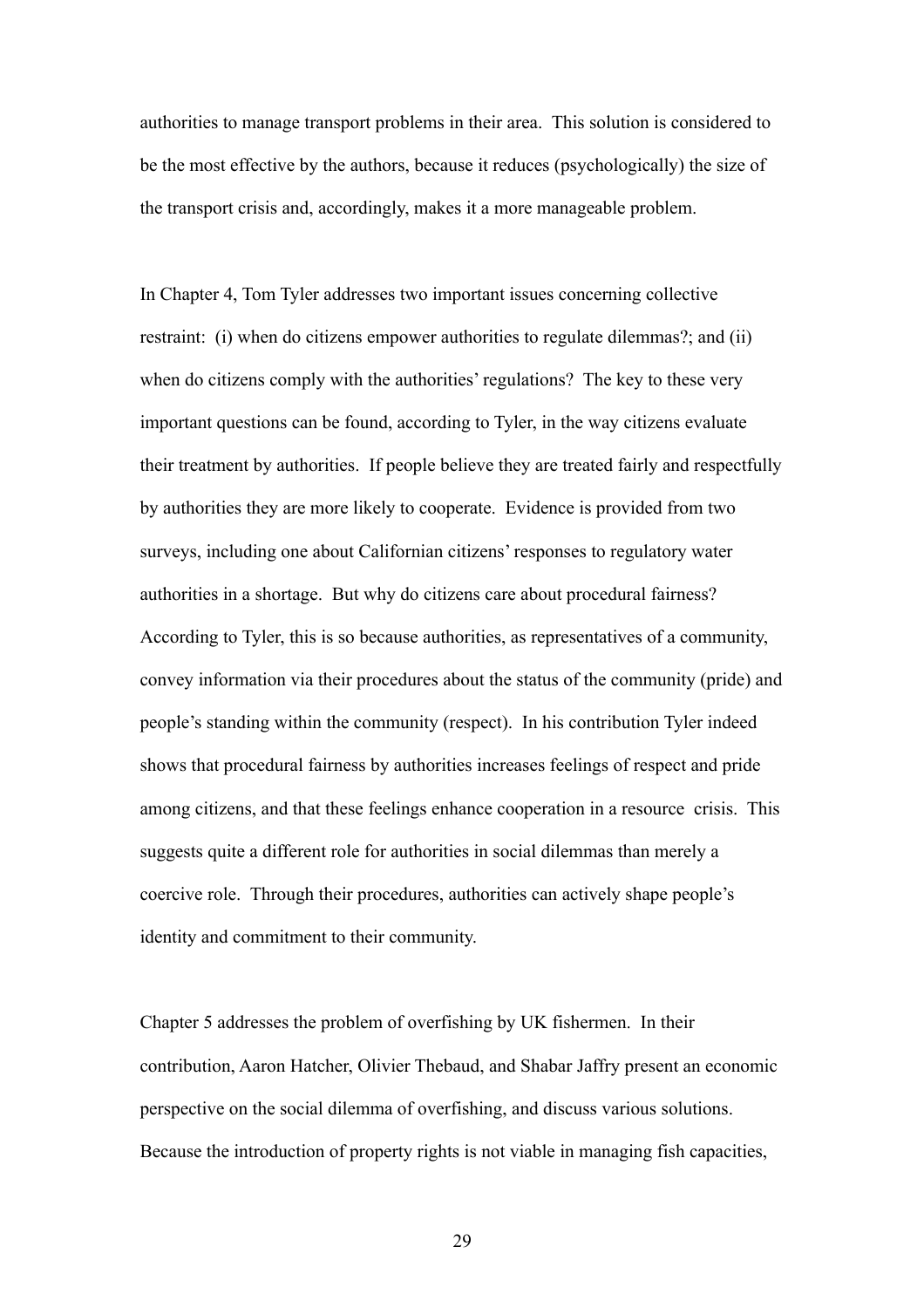authorities to manage transport problems in their area. This solution is considered to be the most effective by the authors, because it reduces (psychologically) the size of the transport crisis and, accordingly, makes it a more manageable problem.

In Chapter 4, Tom Tyler addresses two important issues concerning collective restraint: (i) when do citizens empower authorities to regulate dilemmas?; and (ii) when do citizens comply with the authorities' regulations? The key to these very important questions can be found, according to Tyler, in the way citizens evaluate their treatment by authorities. If people believe they are treated fairly and respectfully by authorities they are more likely to cooperate. Evidence is provided from two surveys, including one about Californian citizens' responses to regulatory water authorities in a shortage. But why do citizens care about procedural fairness? According to Tyler, this is so because authorities, as representatives of a community, convey information via their procedures about the status of the community (pride) and people's standing within the community (respect). In his contribution Tyler indeed shows that procedural fairness by authorities increases feelings of respect and pride among citizens, and that these feelings enhance cooperation in a resource crisis. This suggests quite a different role for authorities in social dilemmas than merely a coercive role. Through their procedures, authorities can actively shape people's identity and commitment to their community.

Chapter 5 addresses the problem of overfishing by UK fishermen. In their contribution, Aaron Hatcher, Olivier Thebaud, and Shabar Jaffry present an economic perspective on the social dilemma of overfishing, and discuss various solutions. Because the introduction of property rights is not viable in managing fish capacities,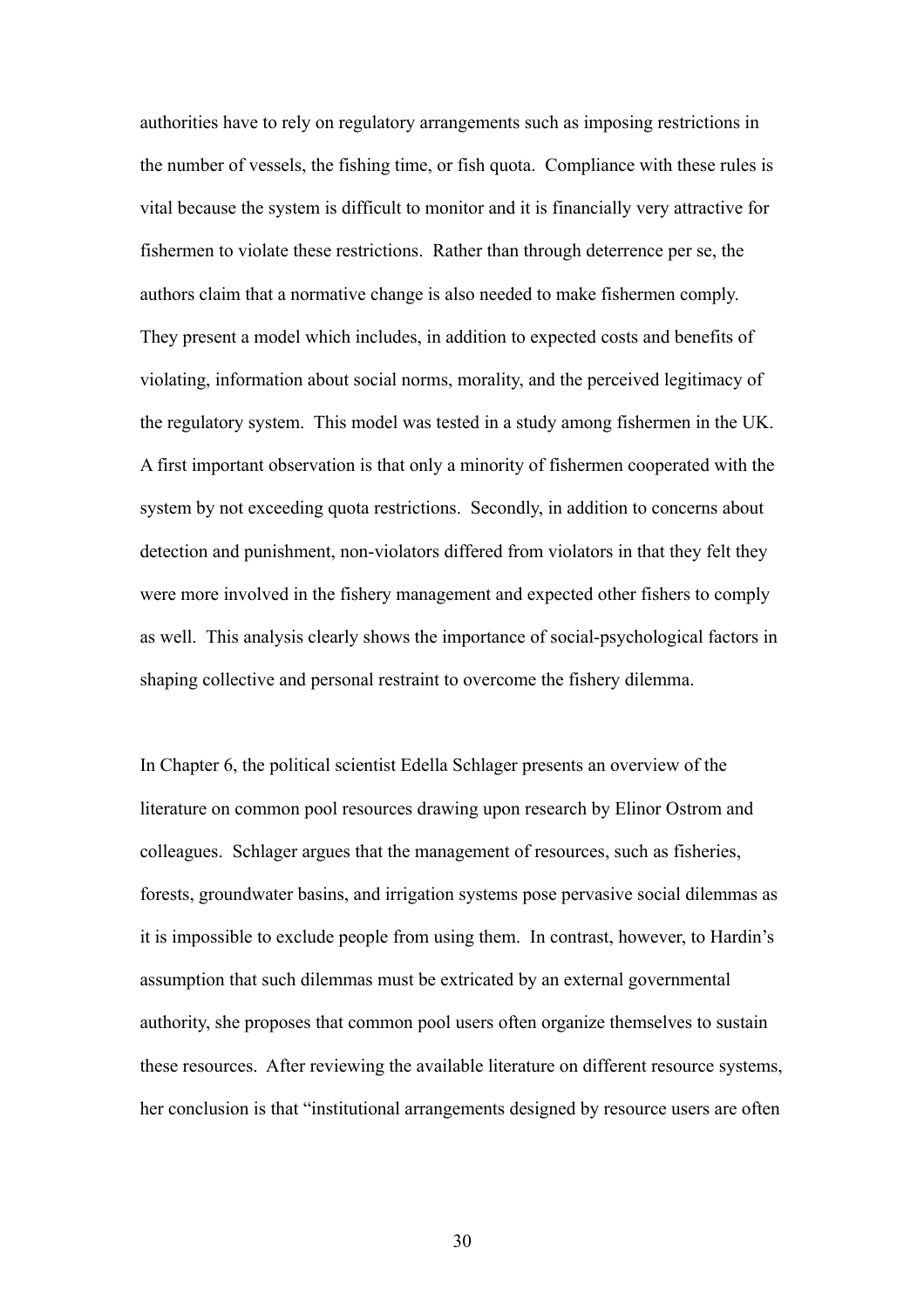authorities have to rely on regulatory arrangements such as imposing restrictions in the number of vessels, the fishing time, or fish quota. Compliance with these rules is vital because the system is difficult to monitor and it is financially very attractive for fishermen to violate these restrictions. Rather than through deterrence per se, the authors claim that a normative change is also needed to make fishermen comply. They present a model which includes, in addition to expected costs and benefits of violating, information about social norms, morality, and the perceived legitimacy of the regulatory system. This model was tested in a study among fishermen in the UK. A first important observation is that only a minority of fishermen cooperated with the system by not exceeding quota restrictions. Secondly, in addition to concerns about detection and punishment, non-violators differed from violators in that they felt they were more involved in the fishery management and expected other fishers to comply as well. This analysis clearly shows the importance of social-psychological factors in shaping collective and personal restraint to overcome the fishery dilemma.

In Chapter 6, the political scientist Edella Schlager presents an overview of the literature on common pool resources drawing upon research by Elinor Ostrom and colleagues. Schlager argues that the management of resources, such as fisheries, forests, groundwater basins, and irrigation systems pose pervasive social dilemmas as it is impossible to exclude people from using them. In contrast, however, to Hardin's assumption that such dilemmas must be extricated by an external governmental authority, she proposes that common pool users often organize themselves to sustain these resources. After reviewing the available literature on different resource systems, her conclusion is that "institutional arrangements designed by resource users are often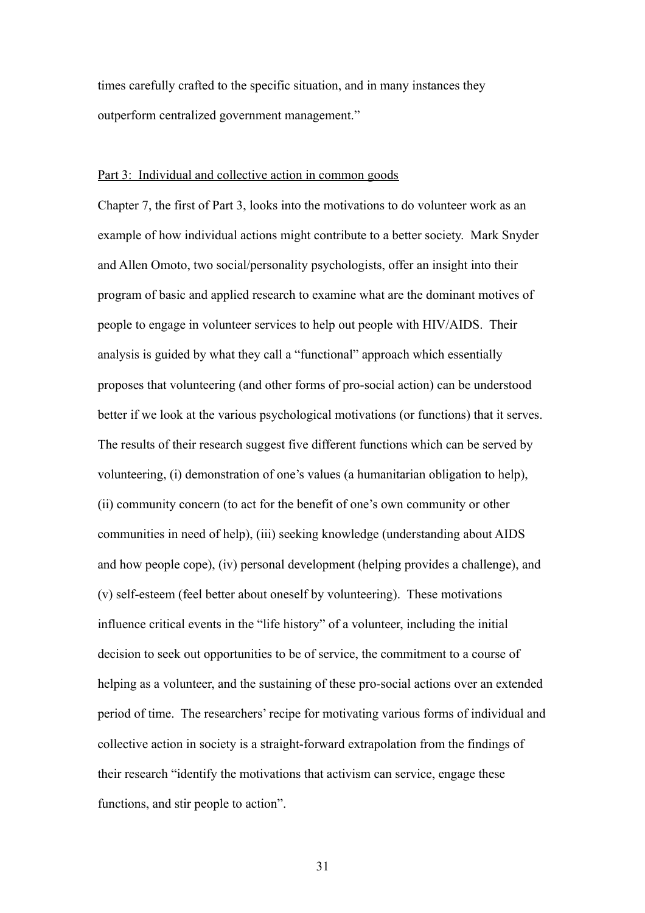times carefully crafted to the specific situation, and in many instances they outperform centralized government management."

Part 3: Individual and collective action in common goods

Chapter 7, the first of Part 3, looks into the motivations to do volunteer work as an example of how individual actions might contribute to a better society. Mark Snyder and Allen Omoto, two social/personality psychologists, offer an insight into their program of basic and applied research to examine what are the dominant motives of people to engage in volunteer services to help out people with HIV/AIDS. Their analysis is guided by what they call a "functional" approach which essentially proposes that volunteering (and other forms of pro-social action) can be understood better if we look at the various psychological motivations (or functions) that it serves. The results of their research suggest five different functions which can be served by volunteering, (i) demonstration of one's values (a humanitarian obligation to help), (ii) community concern (to act for the benefit of one's own community or other communities in need of help), (iii) seeking knowledge (understanding about AIDS and how people cope), (iv) personal development (helping provides a challenge), and (v) self-esteem (feel better about oneself by volunteering). These motivations influence critical events in the "life history" of a volunteer, including the initial decision to seek out opportunities to be of service, the commitment to a course of helping as a volunteer, and the sustaining of these pro-social actions over an extended period of time. The researchers' recipe for motivating various forms of individual and collective action in society is a straight-forward extrapolation from the findings of their research "identify the motivations that activism can service, engage these functions, and stir people to action".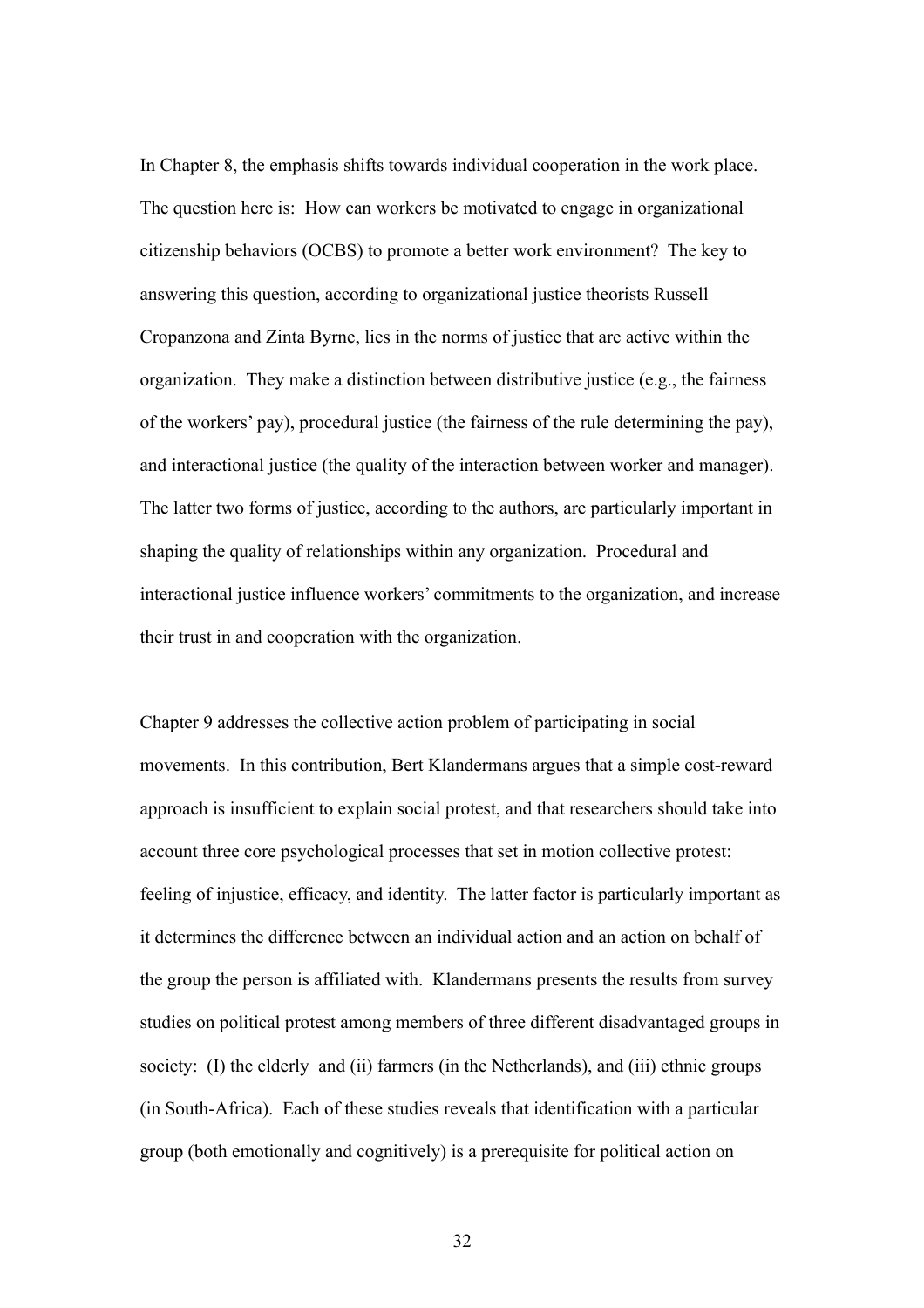In Chapter 8, the emphasis shifts towards individual cooperation in the work place. The question here is: How can workers be motivated to engage in organizational citizenship behaviors (OCBS) to promote a better work environment? The key to answering this question, according to organizational justice theorists Russell Cropanzona and Zinta Byrne, lies in the norms of justice that are active within the organization. They make a distinction between distributive justice (e.g., the fairness of the workers' pay), procedural justice (the fairness of the rule determining the pay), and interactional justice (the quality of the interaction between worker and manager). The latter two forms of justice, according to the authors, are particularly important in shaping the quality of relationships within any organization. Procedural and interactional justice influence workers' commitments to the organization, and increase their trust in and cooperation with the organization.

Chapter 9 addresses the collective action problem of participating in social movements. In this contribution, Bert Klandermans argues that a simple cost-reward approach is insufficient to explain social protest, and that researchers should take into account three core psychological processes that set in motion collective protest: feeling of injustice, efficacy, and identity. The latter factor is particularly important as it determines the difference between an individual action and an action on behalf of the group the person is affiliated with. Klandermans presents the results from survey studies on political protest among members of three different disadvantaged groups in society: (I) the elderly and (ii) farmers (in the Netherlands), and (iii) ethnic groups (in South-Africa). Each of these studies reveals that identification with a particular group (both emotionally and cognitively) is a prerequisite for political action on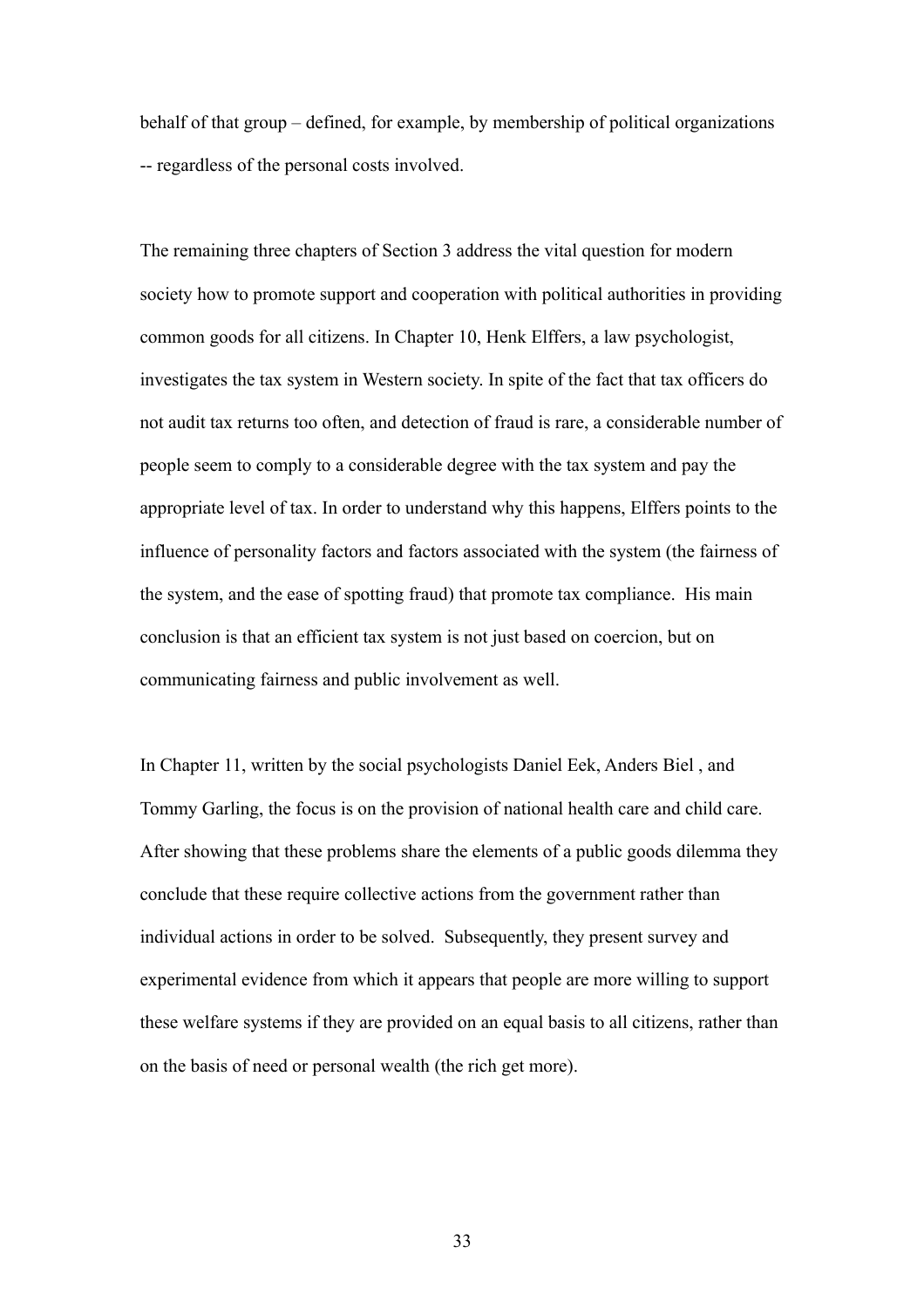behalf of that group – defined, for example, by membership of political organizations -- regardless of the personal costs involved.

The remaining three chapters of Section 3 address the vital question for modern society how to promote support and cooperation with political authorities in providing common goods for all citizens. In Chapter 10, Henk Elffers, a law psychologist, investigates the tax system in Western society. In spite of the fact that tax officers do not audit tax returns too often, and detection of fraud is rare, a considerable number of people seem to comply to a considerable degree with the tax system and pay the appropriate level of tax. In order to understand why this happens, Elffers points to the influence of personality factors and factors associated with the system (the fairness of the system, and the ease of spotting fraud) that promote tax compliance. His main conclusion is that an efficient tax system is not just based on coercion, but on communicating fairness and public involvement as well.

In Chapter 11, written by the social psychologists Daniel Eek, Anders Biel , and Tommy Garling, the focus is on the provision of national health care and child care. After showing that these problems share the elements of a public goods dilemma they conclude that these require collective actions from the government rather than individual actions in order to be solved. Subsequently, they present survey and experimental evidence from which it appears that people are more willing to support these welfare systems if they are provided on an equal basis to all citizens, rather than on the basis of need or personal wealth (the rich get more).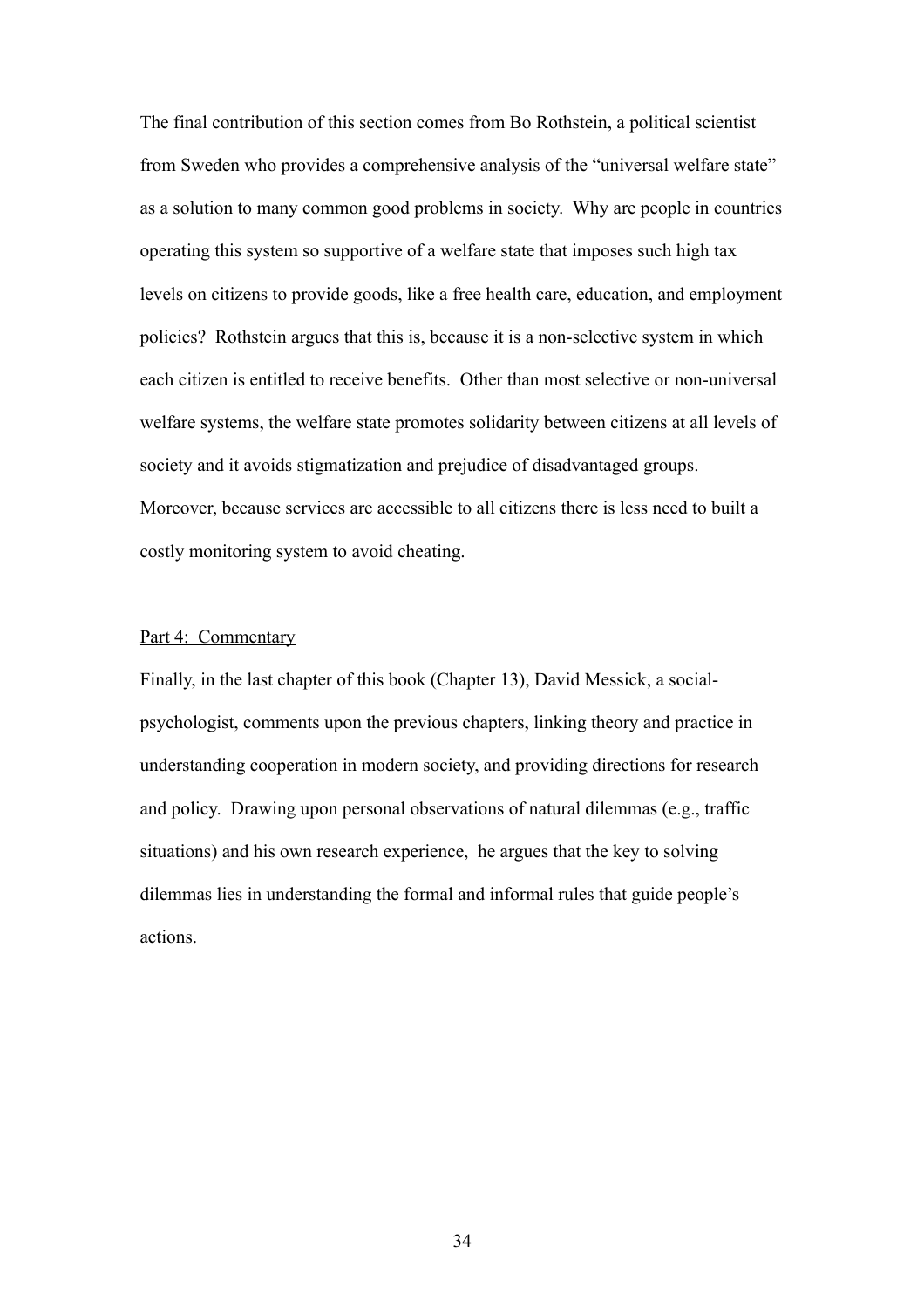The final contribution of this section comes from Bo Rothstein, a political scientist from Sweden who provides a comprehensive analysis of the "universal welfare state" as a solution to many common good problems in society. Why are people in countries operating this system so supportive of a welfare state that imposes such high tax levels on citizens to provide goods, like a free health care, education, and employment policies? Rothstein argues that this is, because it is a non-selective system in which each citizen is entitled to receive benefits. Other than most selective or non-universal welfare systems, the welfare state promotes solidarity between citizens at all levels of society and it avoids stigmatization and prejudice of disadvantaged groups. Moreover, because services are accessible to all citizens there is less need to built a costly monitoring system to avoid cheating.

<u>Part 4: Commentary</u>

Finally, in the last chapter of this book (Chapter 13), David Messick, a social-psychologist, comments upon the previous chapters, linking theory and practice in understanding cooperation in modern society, and providing directions for research and policy. Drawing upon personal observations of natural dilemmas (e.g., traffic situations) and his own research experience, he argues that the key to solving dilemmas lies in understanding the formal and informal rules that guide people's actions.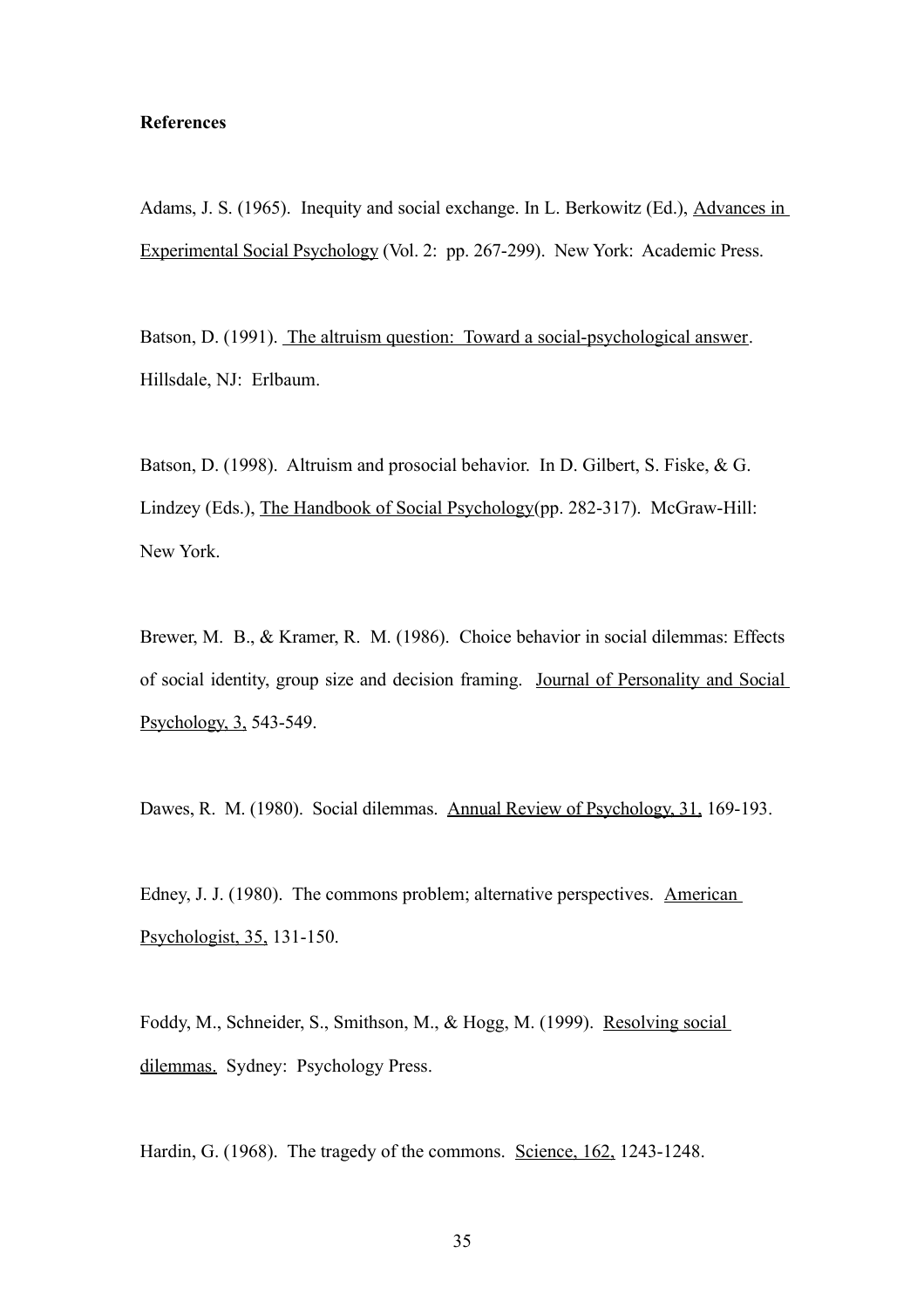**References**

Adams, J. S. (1965). Inequity and social exchange. In L. Berkowitz (Ed.), Advances in Experimental Social Psychology (Vol. 2: pp. 267-299). New York: Academic Press.

Batson, D. (1991). The altruism question: Toward a social-psychological answer. Hillsdale, NJ: Erlbaum.

Batson, D. (1998). Altruism and prosocial behavior. In D. Gilbert, S. Fiske, & G. Lindzey (Eds.), The Handbook of Social Psychology(pp. 282-317). McGraw-Hill: New York.

Brewer, M. B., & Kramer, R. M. (1986). Choice behavior in social dilemmas: Effects of social identity, group size and decision framing. Journal of Personality and Social Psychology, 3, 543-549.

Dawes, R. M. (1980). Social dilemmas. Annual Review of Psychology, 31, 169-193.

Edney, J. J. (1980). The commons problem; alternative perspectives. American Psychologist, 35, 131-150.

Foddy, M., Schneider, S., Smithson, M., & Hogg, M. (1999). Resolving social dilemmas. Sydney: Psychology Press.

Hardin, G. (1968). The tragedy of the commons. Science, 162, 1243-1248.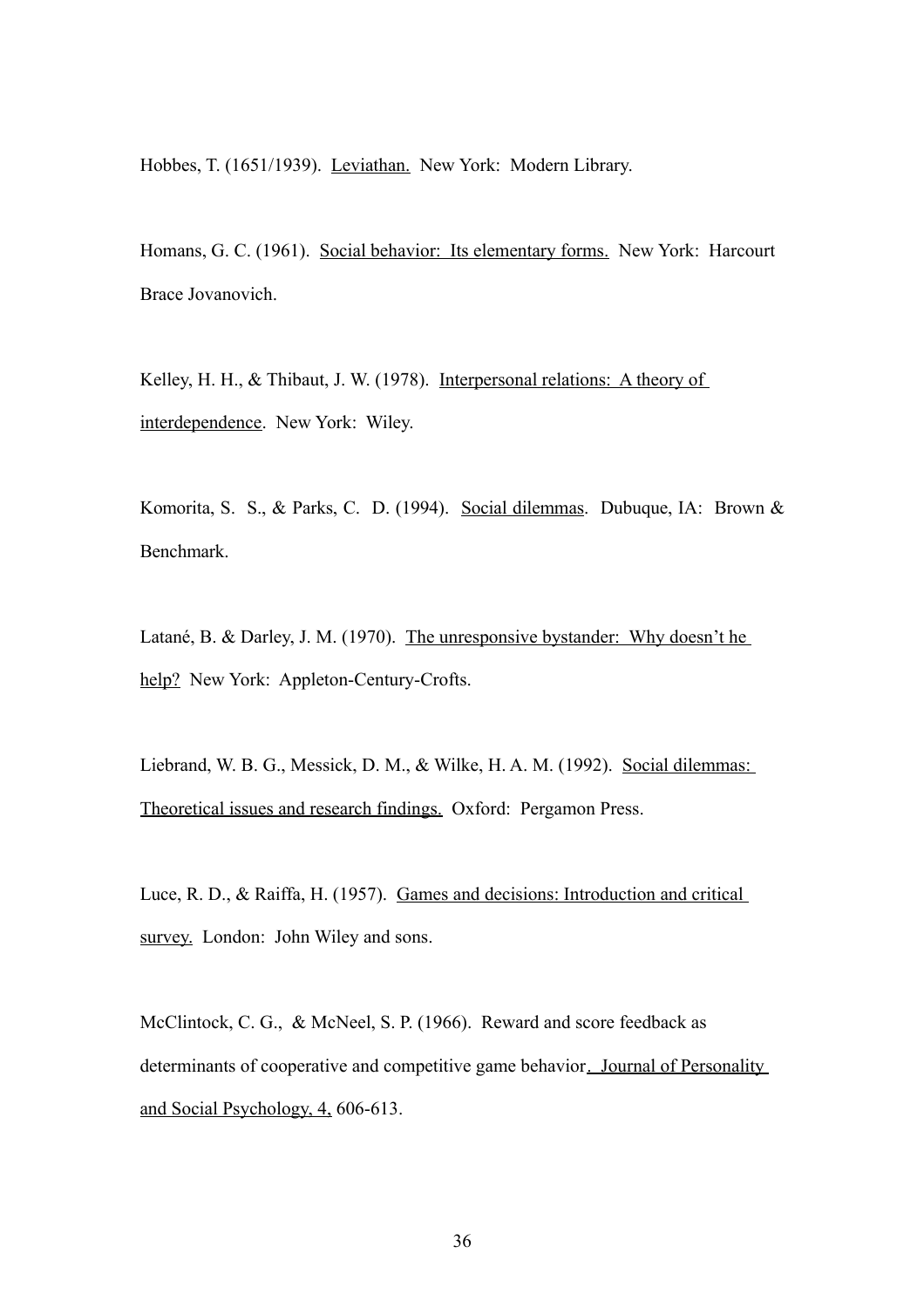Hobbes, T. (1651/1939). Leviathan. New York: Modern Library.

Homans, G. C. (1961). Social behavior: Its elementary forms. New York: Harcourt Brace Jovanovich.

Kelley, H. H., & Thibaut, J. W. (1978). Interpersonal relations: A theory of interdependence. New York: Wiley.

Komorita, S. S., & Parks, C. D. (1994). Social dilemmas. Dubuque, IA: Brown & Benchmark.

Latané, B. & Darley, J. M. (1970). The unresponsive bystander: Why doesn't he help? New York: Appleton-Century-Crofts.

Liebrand, W. B. G., Messick, D. M., & Wilke, H. A. M. (1992). Social dilemmas: Theoretical issues and research findings. Oxford: Pergamon Press.

Luce, R. D., & Raiffa, H. (1957). Games and decisions: Introduction and critical survey. London: John Wiley and sons.

McClintock, C. G., & McNeel, S. P. (1966). Reward and score feedback as determinants of cooperative and competitive game behavior. Journal of Personality and Social Psychology, 4, 606-613.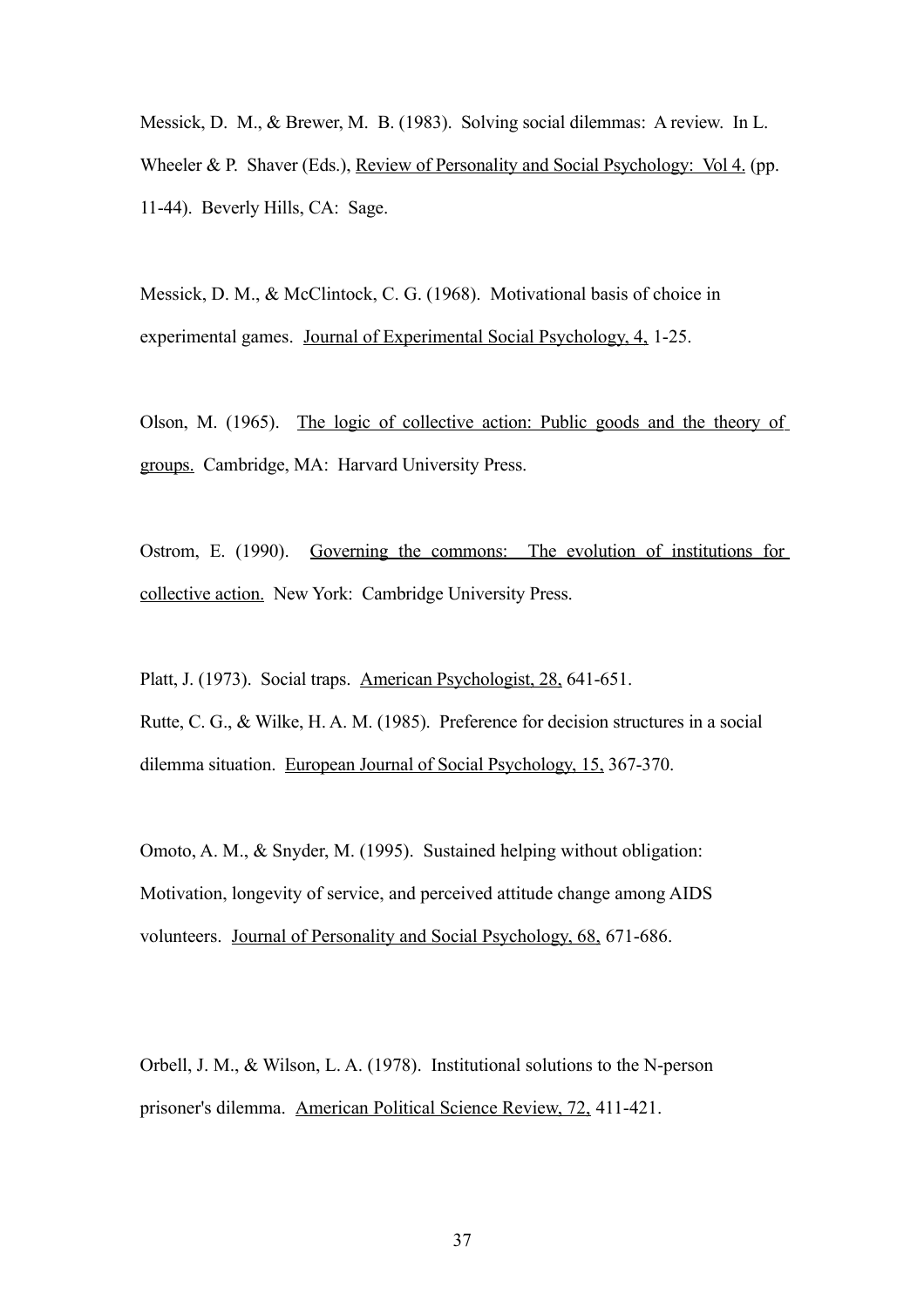Messick, D. M., & Brewer, M. B. (1983). Solving social dilemmas: A review. In L. Wheeler & P. Shaver (Eds.), Review of Personality and Social Psychology: Vol 4. (pp. 11-44). Beverly Hills, CA: Sage.

Messick, D. M., & McClintock, C. G. (1968). Motivational basis of choice in experimental games. Journal of Experimental Social Psychology, 4, 1-25.

Olson, M. (1965). The logic of collective action: Public goods and the theory of groups. Cambridge, MA: Harvard University Press.

Ostrom, E. (1990). Governing the commons: The evolution of institutions for collective action. New York: Cambridge University Press.

Platt, J. (1973). Social traps. American Psychologist, 28, 641-651.

Rutte, C. G., & Wilke, H. A. M. (1985). Preference for decision structures in a social dilemma situation. European Journal of Social Psychology, 15, 367-370.

Omoto, A. M., & Snyder, M. (1995). Sustained helping without obligation: Motivation, longevity of service, and perceived attitude change among AIDS volunteers. Journal of Personality and Social Psychology, 68, 671-686.

Orbell, J. M., & Wilson, L. A. (1978). Institutional solutions to the N-person prisoner's dilemma. American Political Science Review, 72, 411-421.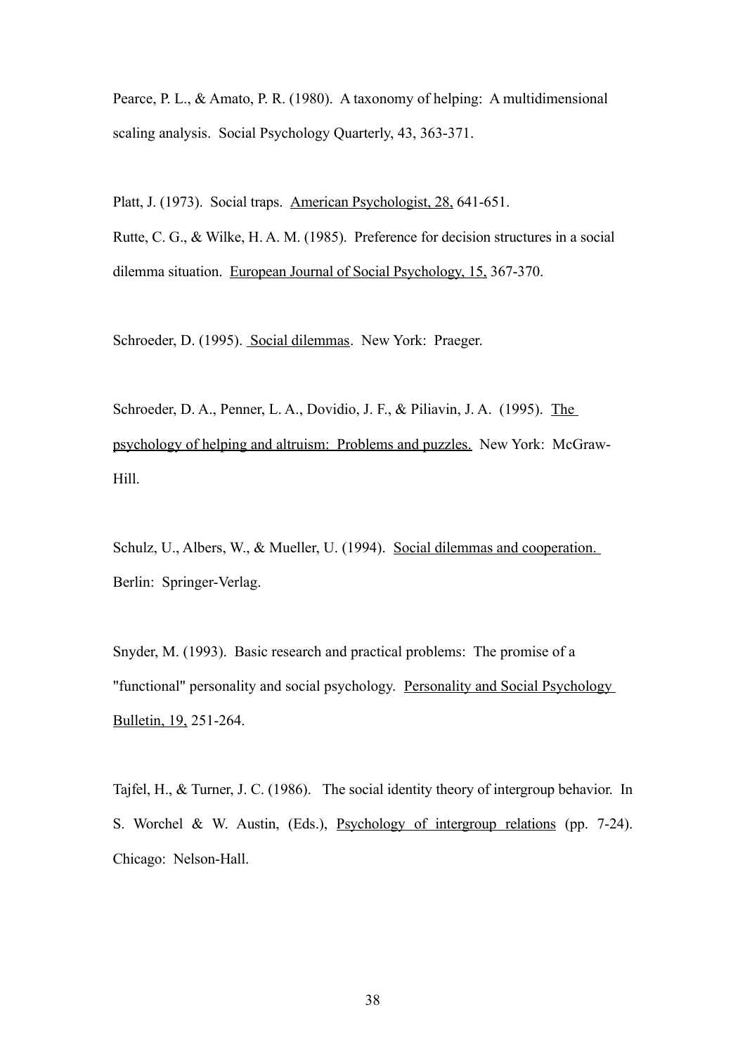Pearce, P. L., & Amato, P. R. (1980). A taxonomy of helping: A multidimensional scaling analysis. Social Psychology Quarterly, 43, 363-371.

Platt, J. (1973). Social traps. American Psychologist, 28, 641-651.

Rutte, C. G., & Wilke, H. A. M. (1985). Preference for decision structures in a social dilemma situation. European Journal of Social Psychology, 15, 367-370.

Schroeder, D. (1995). Social dilemmas. New York: Praeger.

Schroeder, D. A., Penner, L. A., Dovidio, J. F., & Piliavin, J. A. (1995). The psychology of helping and altruism: Problems and puzzles. New York: McGraw-Hill.

Schulz, U., Albers, W., & Mueller, U. (1994). Social dilemmas and cooperation. Berlin: Springer-Verlag.

Snyder, M. (1993). Basic research and practical problems: The promise of a "functional" personality and social psychology. Personality and Social Psychology Bulletin, 19, 251-264.

Tajfel, H., & Turner, J. C. (1986). The social identity theory of intergroup behavior. In S. Worchel & W. Austin, (Eds.), Psychology of intergroup relations (pp. 7-24). Chicago: Nelson-Hall.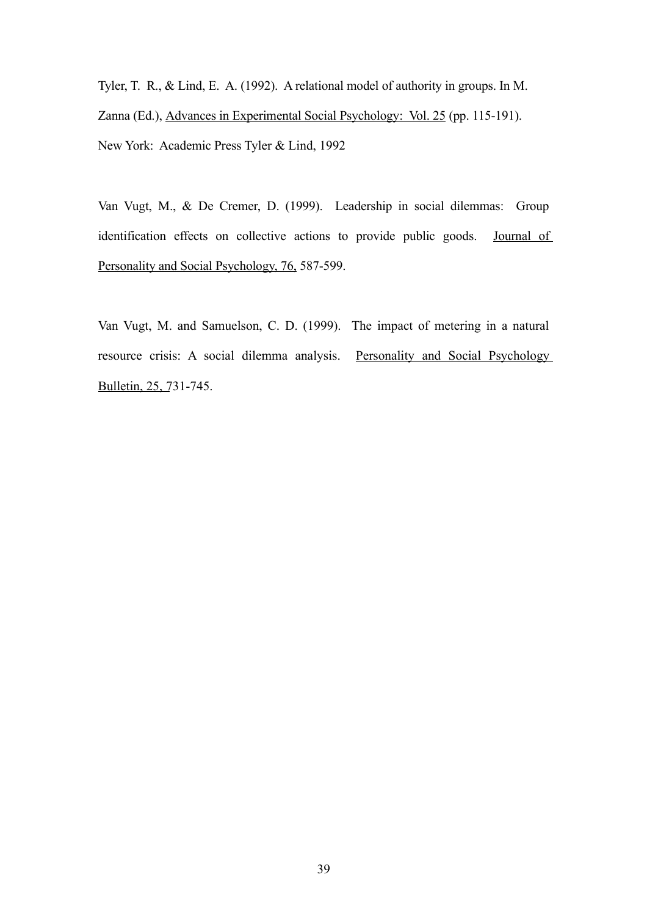Tyler, T. R., & Lind, E. A. (1992). A relational model of authority in groups. In M. Zanna (Ed.), Advances in Experimental Social Psychology: Vol. 25 (pp. 115-191). New York: Academic Press Tyler & Lind, 1992

Van Vugt, M., & De Cremer, D. (1999). Leadership in social dilemmas: Group identification effects on collective actions to provide public goods. Journal of Personality and Social Psychology, 76, 587-599.

Van Vugt, M. and Samuelson, C. D. (1999). The impact of metering in a natural resource crisis: A social dilemma analysis. Personality and Social Psychology Bulletin, 25, 731-745.